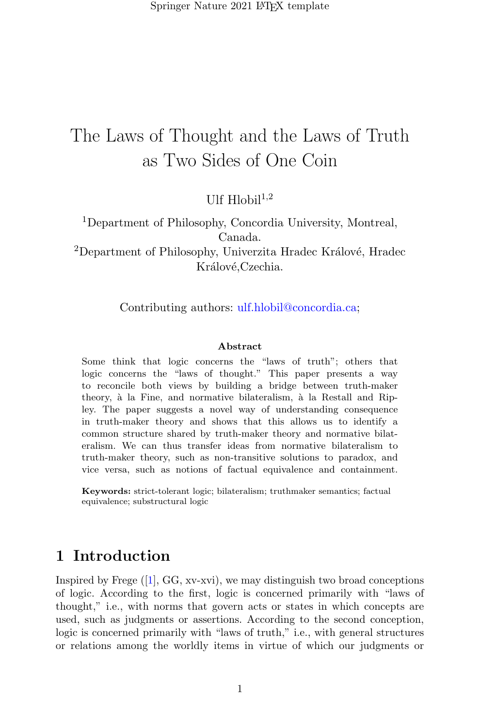# The Laws of Thought and the Laws of Truth as Two Sides of One Coin

Ulf Hlobil[1,2]

[1]Department of Philosophy, Concordia University, Montreal, Canada.

[2]Department of Philosophy, Univerzita Hradec Králové, Hradec Králové,Czechia.

Contributing authors: ulf.hlobil@concordia.ca;

**Abstract**

Some think that logic concerns the "laws of truth"; others that logic concerns the "laws of thought." This paper presents a way to reconcile both views by building a bridge between truth-maker theory, à la Fine, and normative bilateralism, à la Restall and Ripley. The paper suggests a novel way of understanding consequence in truth-maker theory and shows that this allows us to identify a common structure shared by truth-maker theory and normative bilateralism. We can thus transfer ideas from normative bilateralism to truth-maker theory, such as non-transitive solutions to paradox, and vice versa, such as notions of factual equivalence and containment.

**Keywords:** strict-tolerant logic; bilateralism; truthmaker semantics; factual equivalence; substructural logic

## 1 Introduction

Inspired by Frege ([1], GG, xv-xvi), we may distinguish two broad conceptions of logic. According to the first, logic is concerned primarily with "laws of thought," i.e., with norms that govern acts or states in which concepts are used, such as judgments or assertions. According to the second conception, logic is concerned primarily with "laws of truth," i.e., with general structures or relations among the worldly items in virtue of which our judgments or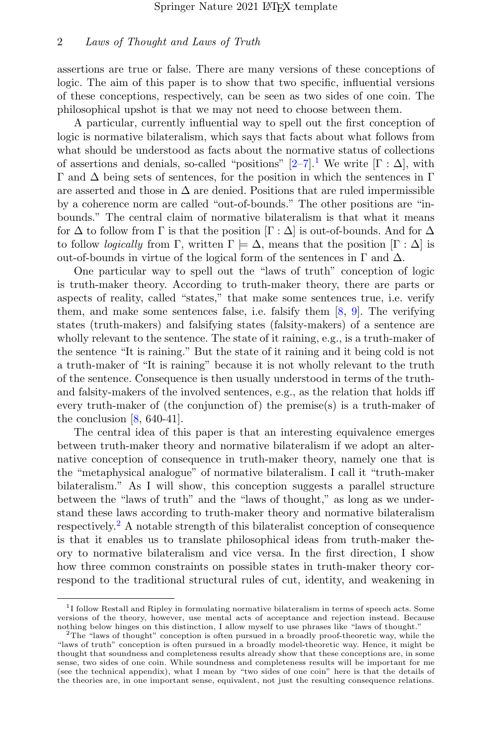assertions are true or false. There are many versions of these conceptions of logic. The aim of this paper is to show that two specific, influential versions of these conceptions, respectively, can be seen as two sides of one coin. The philosophical upshot is that we may not need to choose between them.

A particular, currently influential way to spell out the first conception of logic is normative bilateralism, which says that facts about what follows from what should be understood as facts about the normative status of collections of assertions and denials, so-called "positions" [2–7].[1] We write $[\Gamma : \Delta]$, with $\Gamma$ and $\Delta$ being sets of sentences, for the position in which the sentences in $\Gamma$ are asserted and those in $\Delta$ are denied. Positions that are ruled impermissible by a coherence norm are called "out-of-bounds." The other positions are "in-bounds." The central claim of normative bilateralism is that what it means for $\Delta$ to follow from $\Gamma$ is that the position $[\Gamma : \Delta]$ is out-of-bounds. And for $\Delta$ to follow *logically* from $\Gamma$, written $\Gamma \models \Delta$, means that the position $[\Gamma : \Delta]$ is out-of-bounds in virtue of the logical form of the sentences in $\Gamma$ and $\Delta$.

One particular way to spell out the "laws of truth" conception of logic is truth-maker theory. According to truth-maker theory, there are parts or aspects of reality, called "states," that make some sentences true, i.e. verify them, and make some sentences false, i.e. falsify them [8, 9]. The verifying states (truth-makers) and falsifying states (falsity-makers) of a sentence are wholly relevant to the sentence. The state of it raining, e.g., is a truth-maker of the sentence "It is raining." But the state of it raining and it being cold is not a truth-maker of "It is raining" because it is not wholly relevant to the truth of the sentence. Consequence is then usually understood in terms of the truth- and falsity-makers of the involved sentences, e.g., as the relation that holds iff every truth-maker of (the conjunction of) the premise(s) is a truth-maker of the conclusion [8, 640-41].

The central idea of this paper is that an interesting equivalence emerges between truth-maker theory and normative bilateralism if we adopt an alternative conception of consequence in truth-maker theory, namely one that is the "metaphysical analogue" of normative bilateralism. I call it "truth-maker bilateralism." As I will show, this conception suggests a parallel structure between the "laws of truth" and the "laws of thought," as long as we understand these laws according to truth-maker theory and normative bilateralism respectively.[2] A notable strength of this bilateralist conception of consequence is that it enables us to translate philosophical ideas from truth-maker theory to normative bilateralism and vice versa. In the first direction, I show how three common constraints on possible states in truth-maker theory correspond to the traditional structural rules of cut, identity, and weakening in

---

[1] I follow Restall and Ripley in formulating normative bilateralism in terms of speech acts. Some versions of the theory, however, use mental acts of acceptance and rejection instead. Because nothing below hinges on this distinction, I allow myself to use phrases like "laws of thought."

[2] The "laws of thought" conception is often pursued in a broadly proof-theoretic way, while the "laws of truth" conception is often pursued in a broadly model-theoretic way. Hence, it might be thought that soundness and completeness results already show that these conceptions are, in some sense, two sides of one coin. While soundness and completeness results will be important for me (see the technical appendix), what I mean by "two sides of one coin" here is that the details of the theories are, in one important sense, equivalent, not just the resulting consequence relations.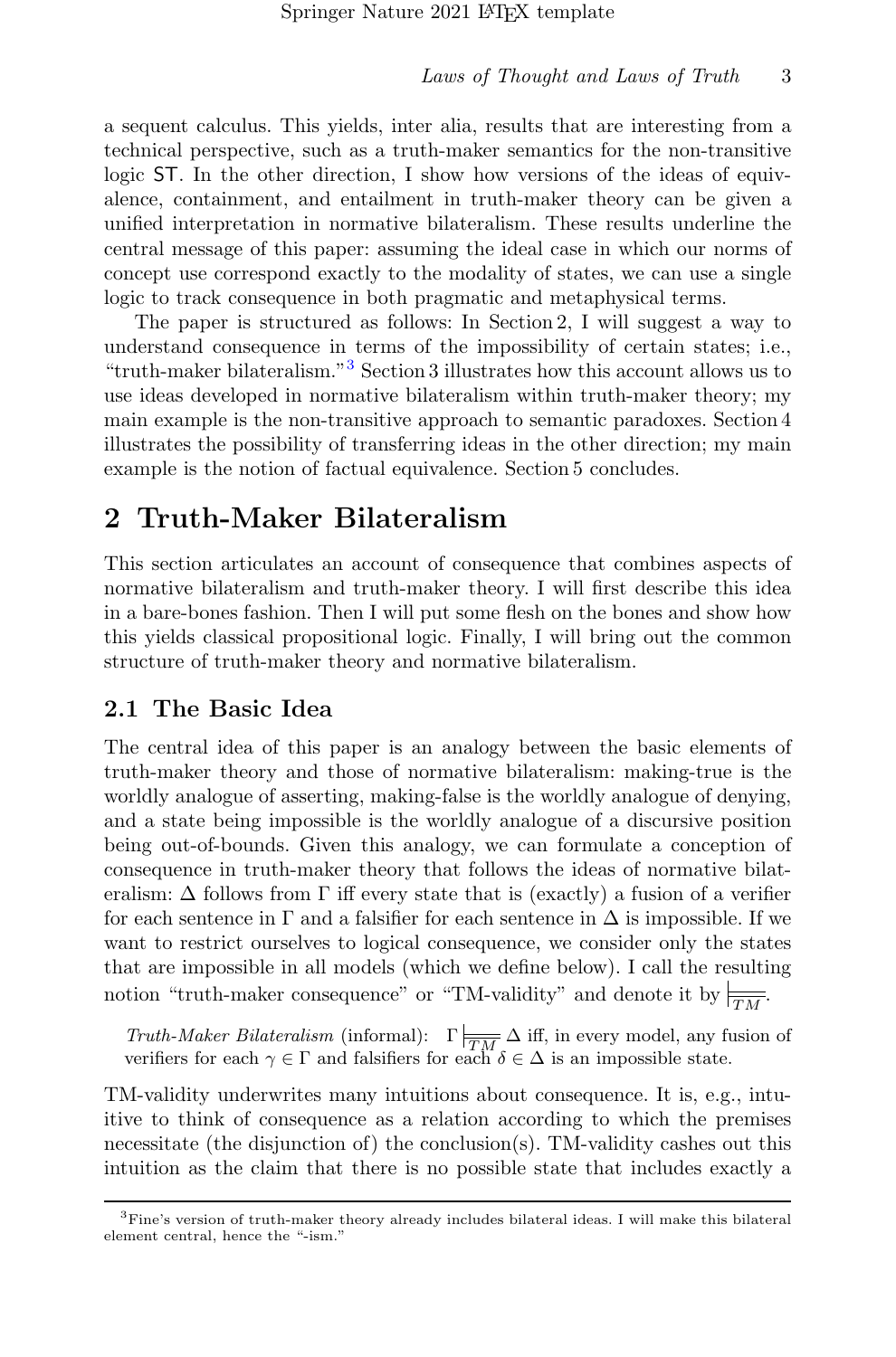a sequent calculus. This yields, inter alia, results that are interesting from a technical perspective, such as a truth-maker semantics for the non-transitive logic ST. In the other direction, I show how versions of the ideas of equivalence, containment, and entailment in truth-maker theory can be given a unified interpretation in normative bilateralism. These results underline the central message of this paper: assuming the ideal case in which our norms of concept use correspond exactly to the modality of states, we can use a single logic to track consequence in both pragmatic and metaphysical terms.

The paper is structured as follows: In Section 2, I will suggest a way to understand consequence in terms of the impossibility of certain states; i.e., "truth-maker bilateralism."[3] Section 3 illustrates how this account allows us to use ideas developed in normative bilateralism within truth-maker theory; my main example is the non-transitive approach to semantic paradoxes. Section 4 illustrates the possibility of transferring ideas in the other direction; my main example is the notion of factual equivalence. Section 5 concludes.

# 2 Truth-Maker Bilateralism

This section articulates an account of consequence that combines aspects of normative bilateralism and truth-maker theory. I will first describe this idea in a bare-bones fashion. Then I will put some flesh on the bones and show how this yields classical propositional logic. Finally, I will bring out the common structure of truth-maker theory and normative bilateralism.

## 2.1 The Basic Idea

The central idea of this paper is an analogy between the basic elements of truth-maker theory and those of normative bilateralism: making-true is the worldly analogue of asserting, making-false is the worldly analogue of denying, and a state being impossible is the worldly analogue of a discursive position being out-of-bounds. Given this analogy, we can formulate a conception of consequence in truth-maker theory that follows the ideas of normative bilateralism: $\Delta$ follows from $\Gamma$ iff every state that is (exactly) a fusion of a verifier for each sentence in $\Gamma$ and a falsifier for each sentence in $\Delta$ is impossible. If we want to restrict ourselves to logical consequence, we consider only the states that are impossible in all models (which we define below). I call the resulting notion "truth-maker consequence" or "TM-validity" and denote it by $\models_{\overline{TM}}$.

*Truth-Maker Bilateralism* (informal): $\Gamma \models_{\overline{TM}} \Delta$ iff, in every model, any fusion of verifiers for each $\gamma \in \Gamma$ and falsifiers for each $\delta \in \Delta$ is an impossible state.

TM-validity underwrites many intuitions about consequence. It is, e.g., intuitive to think of consequence as a relation according to which the premises necessitate (the disjunction of) the conclusion(s). TM-validity cashes out this intuition as the claim that there is no possible state that includes exactly a

[3] Fine's version of truth-maker theory already includes bilateral ideas. I will make this bilateral element central, hence the "-ism."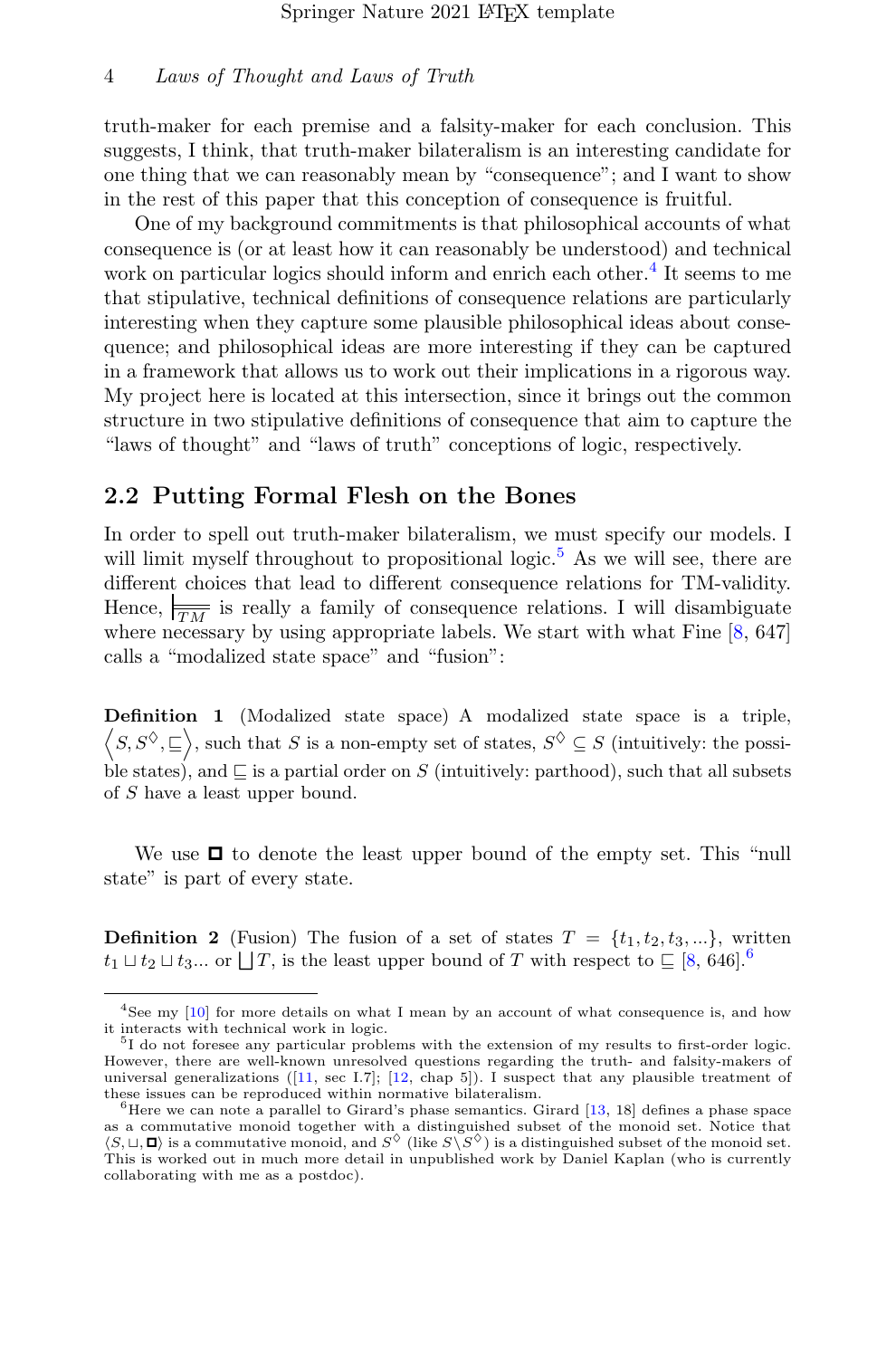truth-maker for each premise and a falsity-maker for each conclusion. This suggests, I think, that truth-maker bilateralism is an interesting candidate for one thing that we can reasonably mean by "consequence"; and I want to show in the rest of this paper that this conception of consequence is fruitful.

One of my background commitments is that philosophical accounts of what consequence is (or at least how it can reasonably be understood) and technical work on particular logics should inform and enrich each other.[4] It seems to me that stipulative, technical definitions of consequence relations are particularly interesting when they capture some plausible philosophical ideas about consequence; and philosophical ideas are more interesting if they can be captured in a framework that allows us to work out their implications in a rigorous way. My project here is located at this intersection, since it brings out the common structure in two stipulative definitions of consequence that aim to capture the "laws of thought" and "laws of truth" conceptions of logic, respectively.

## 2.2 Putting Formal Flesh on the Bones

In order to spell out truth-maker bilateralism, we must specify our models. I will limit myself throughout to propositional logic.[5] As we will see, there are different choices that lead to different consequence relations for TM-validity. Hence, $\models_{TM}$ is really a family of consequence relations. I will disambiguate where necessary by using appropriate labels. We start with what Fine [8, 647] calls a "modalized state space" and "fusion":

**Definition 1** (Modalized state space) A modalized state space is a triple, $\left\langle S, S^{\Diamond}, \sqsubseteq \right\rangle$, such that $S$ is a non-empty set of states, $S^{\Diamond} \subseteq S$ (intuitively: the possible states), and $\sqsubseteq$ is a partial order on $S$ (intuitively: parthood), such that all subsets of $S$ have a least upper bound.

We use $\blacksquare$ to denote the least upper bound of the empty set. This "null state" is part of every state.

**Definition 2** (Fusion) The fusion of a set of states $T = \{t_1, t_2, t_3, ...\}$, written $t_1 \sqcup t_2 \sqcup t_3 ...$ or $\bigsqcup T$, is the least upper bound of $T$ with respect to $\sqsubseteq$ [8, 646].[6]

---

[4] See my [10] for more details on what I mean by an account of what consequence is, and how it interacts with technical work in logic.

[5] I do not foresee any particular problems with the extension of my results to first-order logic. However, there are well-known unresolved questions regarding the truth- and falsity-makers of universal generalizations ([11, sec I.7]; [12, chap 5]). I suspect that any plausible treatment of these issues can be reproduced within normative bilateralism.

[6] Here we can note a parallel to Girard's phase semantics. Girard [13, 18] defines a phase space as a commutative monoid together with a distinguished subset of the monoid set. Notice that $\langle S, \sqcup, \blacksquare \rangle$ is a commutative monoid, and $S^{\Diamond}$ (like $S \backslash S^{\Diamond}$) is a distinguished subset of the monoid set. This is worked out in much more detail in unpublished work by Daniel Kaplan (who is currently collaborating with me as a postdoc).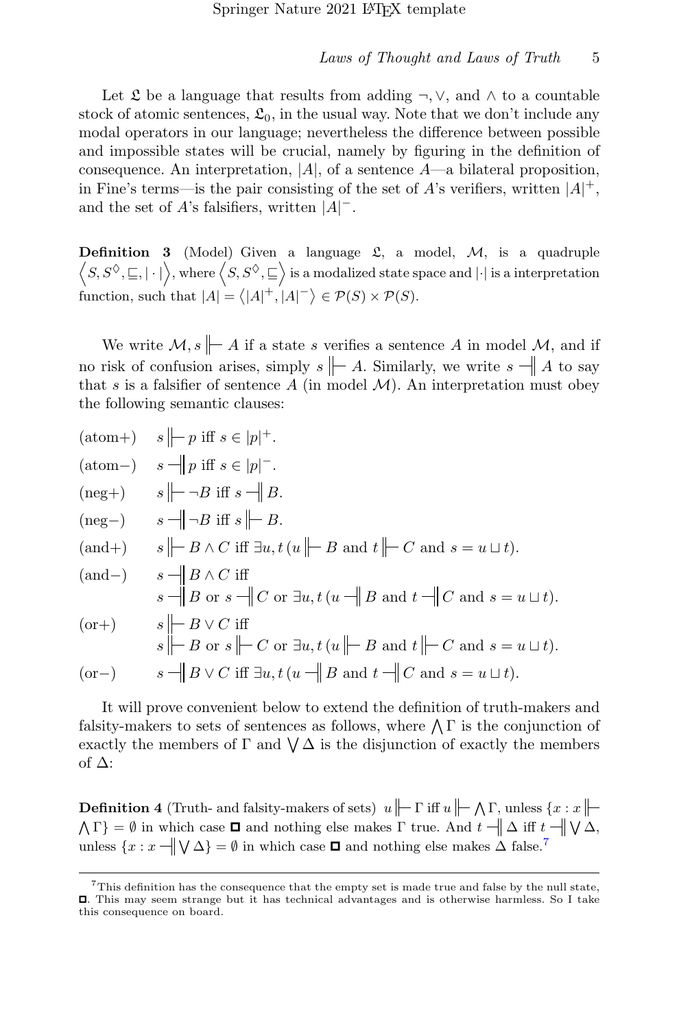Let $\mathfrak{L}$ be a language that results from adding $\neg, \vee$, and $\wedge$ to a countable stock of atomic sentences, $\mathfrak{L}_0$, in the usual way. Note that we don't include any modal operators in our language; nevertheless the difference between possible and impossible states will be crucial, namely by figuring in the definition of consequence. An interpretation, $|A|$, of a sentence $A$—a bilateral proposition, in Fine's terms—is the pair consisting of the set of $A$'s verifiers, written $|A|^+$, and the set of $A$'s falsifiers, written $|A|^-$.

**Definition 3** (Model) Given a language $\mathfrak{L}$, a model, $\mathcal{M}$, is a quadruple $\left\langle S, S^\Diamond, \sqsubseteq, |\cdot| \right\rangle$, where $\left\langle S, S^\Diamond, \sqsubseteq \right\rangle$ is a modalized state space and $|\cdot|$ is a interpretation function, such that $|A| = \left\langle |A|^+, |A|^- \right\rangle \in \mathcal{P}(S) \times \mathcal{P}(S)$.

We write $\mathcal{M}, s \Vdash A$ if a state $s$ verifies a sentence $A$ in model $\mathcal{M}$, and if no risk of confusion arises, simply $s \Vdash A$. Similarly, we write $s \dashV A$ to say that $s$ is a falsifier of sentence $A$ (in model $\mathcal{M}$). An interpretation must obey the following semantic clauses:

(atom+) $\quad s \Vdash p$ iff $s \in |p|^+$.

(atom−) $\quad s \dashV p$ iff $s \in |p|^-$.

(neg+) $\quad s \Vdash \neg B$ iff $s \dashV B$.

(neg−) $\quad s \dashV \neg B$ iff $s \Vdash B$.

(and+) $\quad s \Vdash B \wedge C$ iff $\exists u, t\, (u \Vdash B$ and $t \Vdash C$ and $s = u \sqcup t)$.

(and−) $\quad s \dashV B \wedge C$ iff
$s \dashV B$ or $s \dashV C$ or $\exists u, t\, (u \dashV B$ and $t \dashV C$ and $s = u \sqcup t)$.

(or+) $\quad s \Vdash B \vee C$ iff
$s \Vdash B$ or $s \Vdash C$ or $\exists u, t\, (u \Vdash B$ and $t \Vdash C$ and $s = u \sqcup t)$.

(or−) $\quad s \dashV B \vee C$ iff $\exists u, t\, (u \dashV B$ and $t \dashV C$ and $s = u \sqcup t)$.

It will prove convenient below to extend the definition of truth-makers and falsity-makers to sets of sentences as follows, where $\bigwedge \Gamma$ is the conjunction of exactly the members of $\Gamma$ and $\bigvee \Delta$ is the disjunction of exactly the members of $\Delta$:

**Definition 4** (Truth- and falsity-makers of sets) $u \Vdash \Gamma$ iff $u \Vdash \bigwedge \Gamma$, unless $\{x : x \Vdash \bigwedge \Gamma\} = \emptyset$ in which case $\square$ and nothing else makes $\Gamma$ true. And $t \dashV \Delta$ iff $t \dashV \bigvee \Delta$, unless $\{x : x \dashV \bigvee \Delta\} = \emptyset$ in which case $\square$ and nothing else makes $\Delta$ false.[7]

[7] This definition has the consequence that the empty set is made true and false by the null state, $\square$. This may seem strange but it has technical advantages and is otherwise harmless. So I take this consequence on board.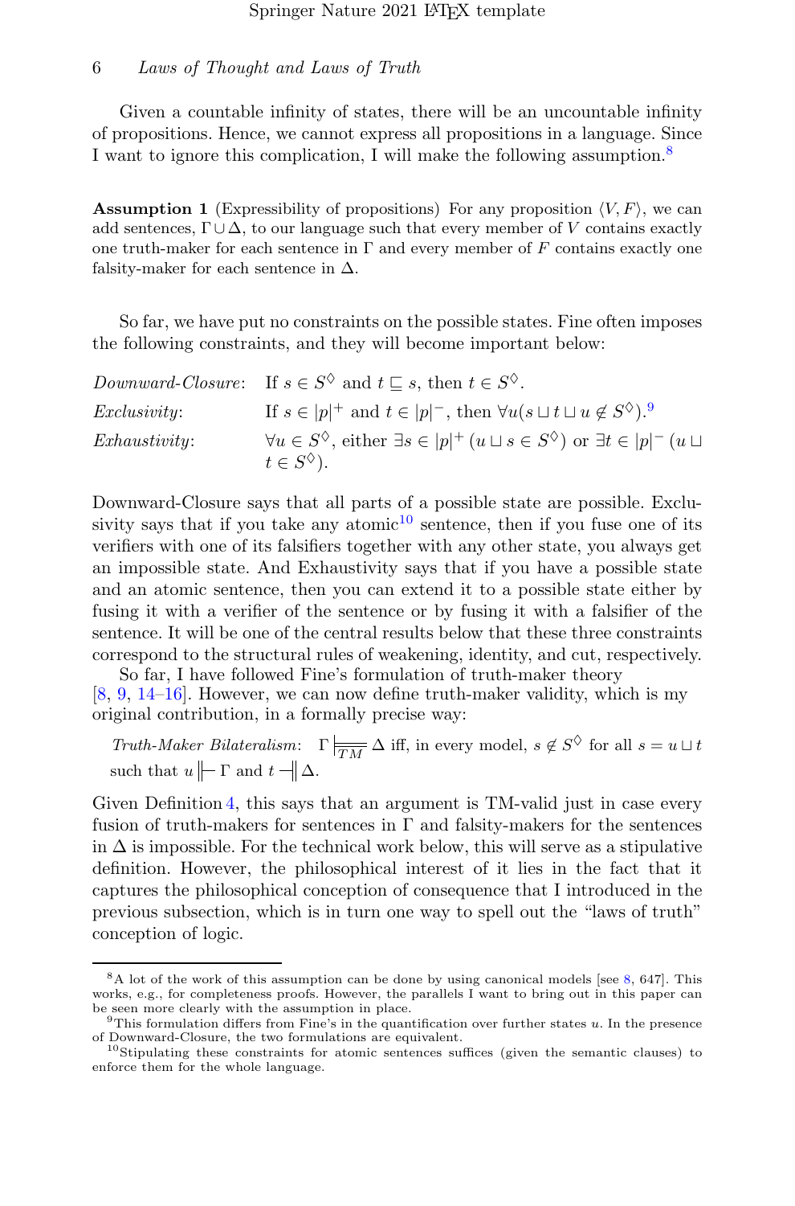Given a countable infinity of states, there will be an uncountable infinity of propositions. Hence, we cannot express all propositions in a language. Since I want to ignore this complication, I will make the following assumption.[8]

**Assumption 1** (Expressibility of propositions) For any proposition $\langle V, F \rangle$, we can add sentences, $\Gamma \cup \Delta$, to our language such that every member of $V$ contains exactly one truth-maker for each sentence in $\Gamma$ and every member of $F$ contains exactly one falsity-maker for each sentence in $\Delta$.

So far, we have put no constraints on the possible states. Fine often imposes the following constraints, and they will become important below:

*Downward-Closure*: If $s \in S^\Diamond$ and $t \sqsubseteq s$, then $t \in S^\Diamond$.

*Exclusivity*: If $s \in |p|^+$ and $t \in |p|^-$, then $\forall u (s \sqcup t \sqcup u \notin S^\Diamond)$.[9]

*Exhaustivity*: $\forall u \in S^\Diamond$, either $\exists s \in |p|^+ \, (u \sqcup s \in S^\Diamond)$ or $\exists t \in |p|^- \, (u \sqcup t \in S^\Diamond)$.

Downward-Closure says that all parts of a possible state are possible. Exclusivity says that if you take any atomic[10] sentence, then if you fuse one of its verifiers with one of its falsifiers together with any other state, you always get an impossible state. And Exhaustivity says that if you have a possible state and an atomic sentence, then you can extend it to a possible state either by fusing it with a verifier of the sentence or by fusing it with a falsifier of the sentence. It will be one of the central results below that these three constraints correspond to the structural rules of weakening, identity, and cut, respectively.

So far, I have followed Fine's formulation of truth-maker theory [8, 9, 14–16]. However, we can now define truth-maker validity, which is my original contribution, in a formally precise way:

*Truth-Maker Bilateralism*: $\Gamma \models_{TM} \Delta$ iff, in every model, $s \notin S^\Diamond$ for all $s = u \sqcup t$ such that $u \Vdash \Gamma$ and $t \dashV \Delta$.

Given Definition 4, this says that an argument is TM-valid just in case every fusion of truth-makers for sentences in $\Gamma$ and falsity-makers for the sentences in $\Delta$ is impossible. For the technical work below, this will serve as a stipulative definition. However, the philosophical interest of it lies in the fact that it captures the philosophical conception of consequence that I introduced in the previous subsection, which is in turn one way to spell out the "laws of truth" conception of logic.

---

[8] A lot of the work of this assumption can be done by using canonical models [see 8, 647]. This works, e.g., for completeness proofs. However, the parallels I want to bring out in this paper can be seen more clearly with the assumption in place.

[9] This formulation differs from Fine's in the quantification over further states $u$. In the presence of Downward-Closure, the two formulations are equivalent.

[10] Stipulating these constraints for atomic sentences suffices (given the semantic clauses) to enforce them for the whole language.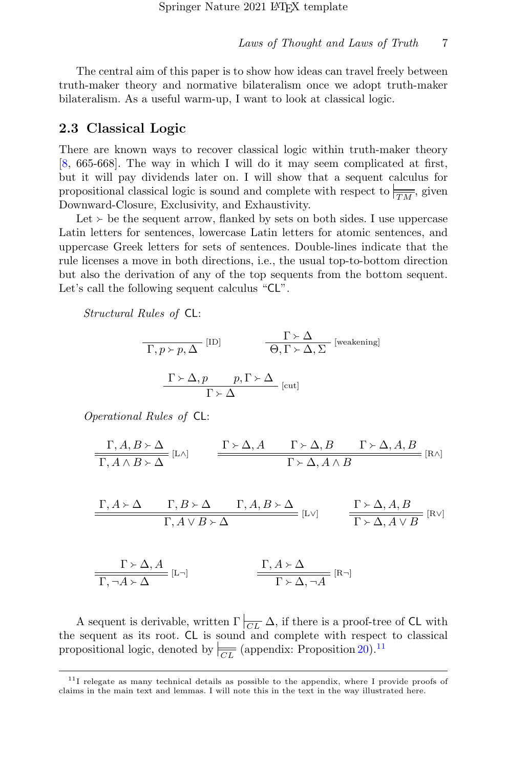The central aim of this paper is to show how ideas can travel freely between truth-maker theory and normative bilateralism once we adopt truth-maker bilateralism. As a useful warm-up, I want to look at classical logic.

## 2.3 Classical Logic

There are known ways to recover classical logic within truth-maker theory [8, 665-668]. The way in which I will do it may seem complicated at first, but it will pay dividends later on. I will show that a sequent calculus for propositional classical logic is sound and complete with respect to $\models_{\overline{TM}}$, given Downward-Closure, Exclusivity, and Exhaustivity.

Let $\succ$ be the sequent arrow, flanked by sets on both sides. I use uppercase Latin letters for sentences, lowercase Latin letters for atomic sentences, and uppercase Greek letters for sets of sentences. Double-lines indicate that the rule licenses a move in both directions, i.e., the usual top-to-bottom direction but also the derivation of any of the top sequents from the bottom sequent. Let's call the following sequent calculus "CL".

*Structural Rules of* CL:

$$\frac{}{\Gamma, p \succ p, \Delta}\,[\text{ID}] \qquad \frac{\Gamma \succ \Delta}{\Theta, \Gamma \succ \Delta, \Sigma}\,[\text{weakening}]$$

$$\frac{\Gamma \succ \Delta, p \qquad p, \Gamma \succ \Delta}{\Gamma \succ \Delta}\,[\text{cut}]$$

*Operational Rules of* CL:

$$\frac{\Gamma, A, B \succ \Delta}{\Gamma, A \wedge B \succ \Delta}\,[\text{L}\wedge] \qquad \frac{\Gamma \succ \Delta, A \qquad \Gamma \succ \Delta, B \qquad \Gamma \succ \Delta, A, B}{\Gamma \succ \Delta, A \wedge B}\,[\text{R}\wedge]$$

$$\frac{\Gamma, A \succ \Delta \qquad \Gamma, B \succ \Delta \qquad \Gamma, A, B \succ \Delta}{\Gamma, A \vee B \succ \Delta}\,[\text{L}\vee] \qquad \frac{\Gamma \succ \Delta, A, B}{\Gamma \succ \Delta, A \vee B}\,[\text{R}\vee]$$

$$\frac{\Gamma \succ \Delta, A}{\Gamma, \neg A \succ \Delta}\,[\text{L}\neg] \qquad \frac{\Gamma, A \succ \Delta}{\Gamma \succ \Delta, \neg A}\,[\text{R}\neg]$$

A sequent is derivable, written $\Gamma \vdash_{CL} \Delta$, if there is a proof-tree of CL with the sequent as its root. CL is sound and complete with respect to classical propositional logic, denoted by $\models_{\overline{CL}}$ (appendix: Proposition 20).[11]

[11] I relegate as many technical details as possible to the appendix, where I provide proofs of claims in the main text and lemmas. I will note this in the text in the way illustrated here.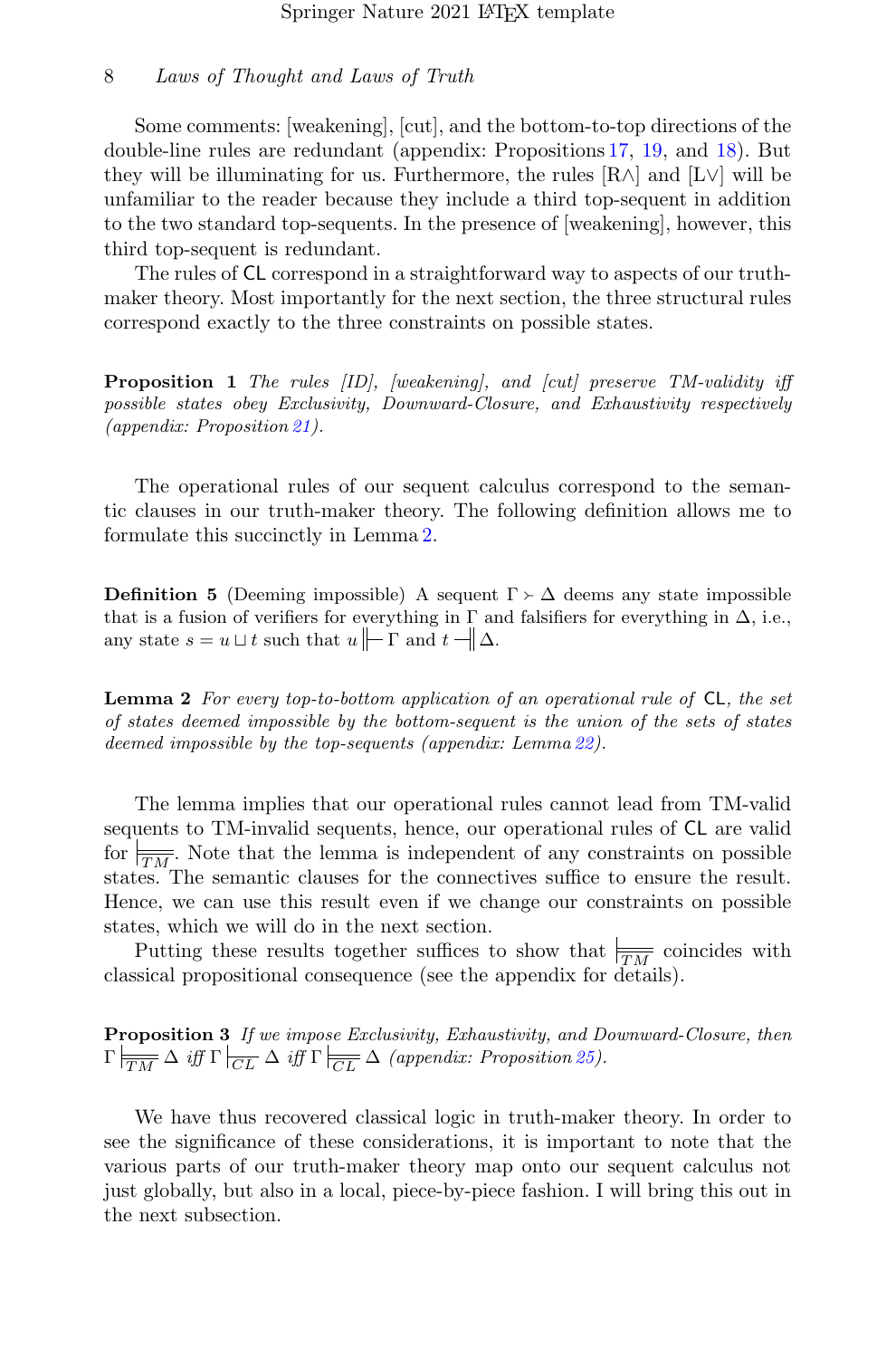Some comments: [weakening], [cut], and the bottom-to-top directions of the double-line rules are redundant (appendix: Propositions 17, 19, and 18). But they will be illuminating for us. Furthermore, the rules [R$\wedge$] and [L$\vee$] will be unfamiliar to the reader because they include a third top-sequent in addition to the two standard top-sequents. In the presence of [weakening], however, this third top-sequent is redundant.

The rules of CL correspond in a straightforward way to aspects of our truth-maker theory. Most importantly for the next section, the three structural rules correspond exactly to the three constraints on possible states.

**Proposition 1** *The rules [ID], [weakening], and [cut] preserve TM-validity iff possible states obey Exclusivity, Downward-Closure, and Exhaustivity respectively (appendix: Proposition 21).*

The operational rules of our sequent calculus correspond to the semantic clauses in our truth-maker theory. The following definition allows me to formulate this succinctly in Lemma 2.

**Definition 5** (Deeming impossible) A sequent $\Gamma \succ \Delta$ deems any state impossible that is a fusion of verifiers for everything in $\Gamma$ and falsifiers for everything in $\Delta$, i.e., any state $s = u \sqcup t$ such that $u \Vdash \Gamma$ and $t \dashv\!\!\mid \Delta$.

**Lemma 2** *For every top-to-bottom application of an operational rule of CL, the set of states deemed impossible by the bottom-sequent is the union of the sets of states deemed impossible by the top-sequents (appendix: Lemma 22).*

The lemma implies that our operational rules cannot lead from TM-valid sequents to TM-invalid sequents, hence, our operational rules of CL are valid for $\models_{TM}$. Note that the lemma is independent of any constraints on possible states. The semantic clauses for the connectives suffice to ensure the result. Hence, we can use this result even if we change our constraints on possible states, which we will do in the next section.

Putting these results together suffices to show that $\models_{TM}$ coincides with classical propositional consequence (see the appendix for details).

**Proposition 3** *If we impose Exclusivity, Exhaustivity, and Downward-Closure, then* $\Gamma \models_{TM} \Delta$ *iff* $\Gamma \vdash_{CL} \Delta$ *iff* $\Gamma \models_{CL} \Delta$ *(appendix: Proposition 25).*

We have thus recovered classical logic in truth-maker theory. In order to see the significance of these considerations, it is important to note that the various parts of our truth-maker theory map onto our sequent calculus not just globally, but also in a local, piece-by-piece fashion. I will bring this out in the next subsection.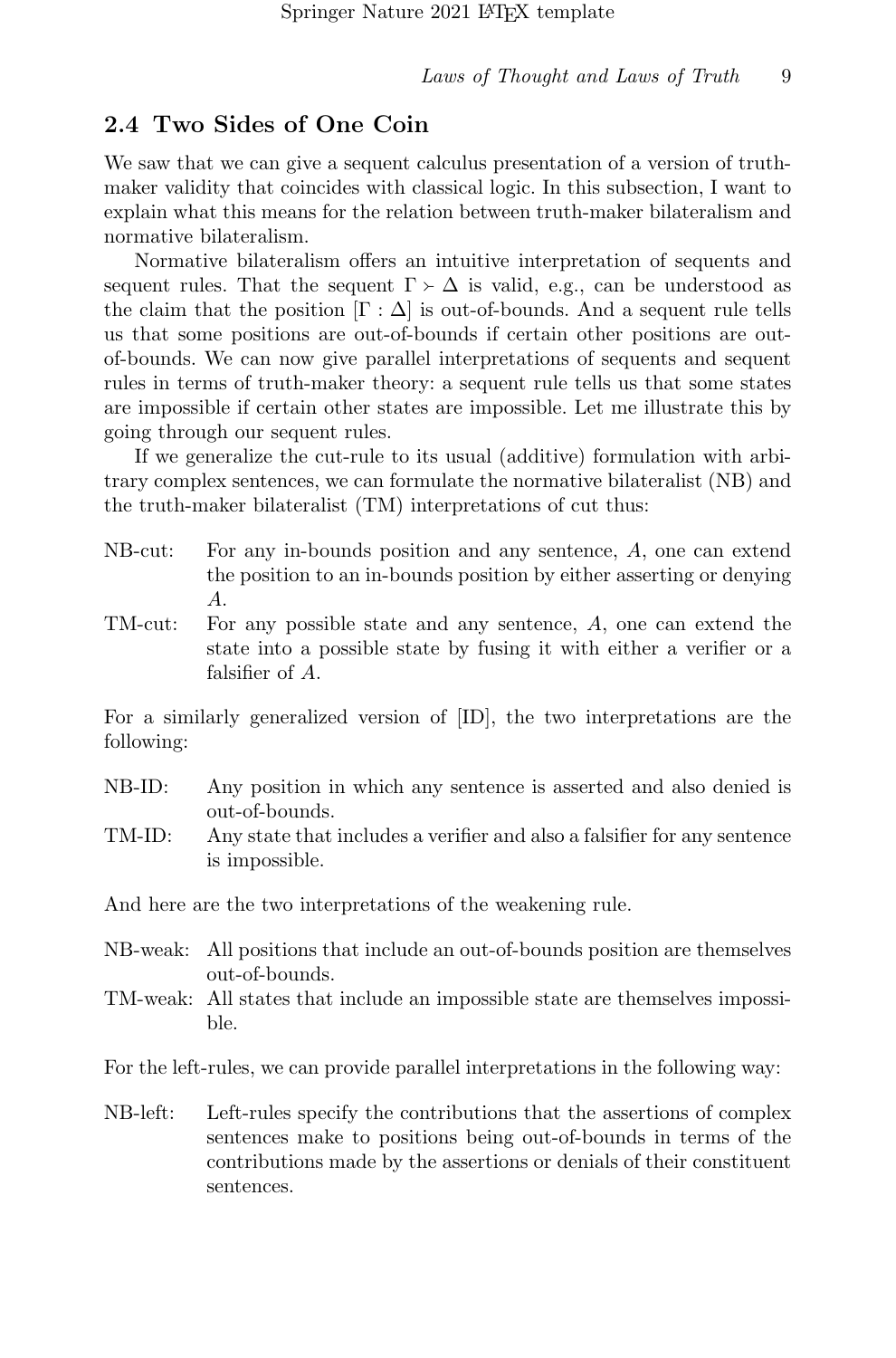## 2.4 Two Sides of One Coin

We saw that we can give a sequent calculus presentation of a version of truth-maker validity that coincides with classical logic. In this subsection, I want to explain what this means for the relation between truth-maker bilateralism and normative bilateralism.

Normative bilateralism offers an intuitive interpretation of sequents and sequent rules. That the sequent $\Gamma \succ \Delta$ is valid, e.g., can be understood as the claim that the position $[\Gamma : \Delta]$ is out-of-bounds. And a sequent rule tells us that some positions are out-of-bounds if certain other positions are out-of-bounds. We can now give parallel interpretations of sequents and sequent rules in terms of truth-maker theory: a sequent rule tells us that some states are impossible if certain other states are impossible. Let me illustrate this by going through our sequent rules.

If we generalize the cut-rule to its usual (additive) formulation with arbitrary complex sentences, we can formulate the normative bilateralist (NB) and the truth-maker bilateralist (TM) interpretations of cut thus:

NB-cut: For any in-bounds position and any sentence, $A$, one can extend the position to an in-bounds position by either asserting or denying $A$.

TM-cut: For any possible state and any sentence, $A$, one can extend the state into a possible state by fusing it with either a verifier or a falsifier of $A$.

For a similarly generalized version of [ID], the two interpretations are the following:

NB-ID: Any position in which any sentence is asserted and also denied is out-of-bounds.

TM-ID: Any state that includes a verifier and also a falsifier for any sentence is impossible.

And here are the two interpretations of the weakening rule.

NB-weak: All positions that include an out-of-bounds position are themselves out-of-bounds.

TM-weak: All states that include an impossible state are themselves impossible.

For the left-rules, we can provide parallel interpretations in the following way:

NB-left: Left-rules specify the contributions that the assertions of complex sentences make to positions being out-of-bounds in terms of the contributions made by the assertions or denials of their constituent sentences.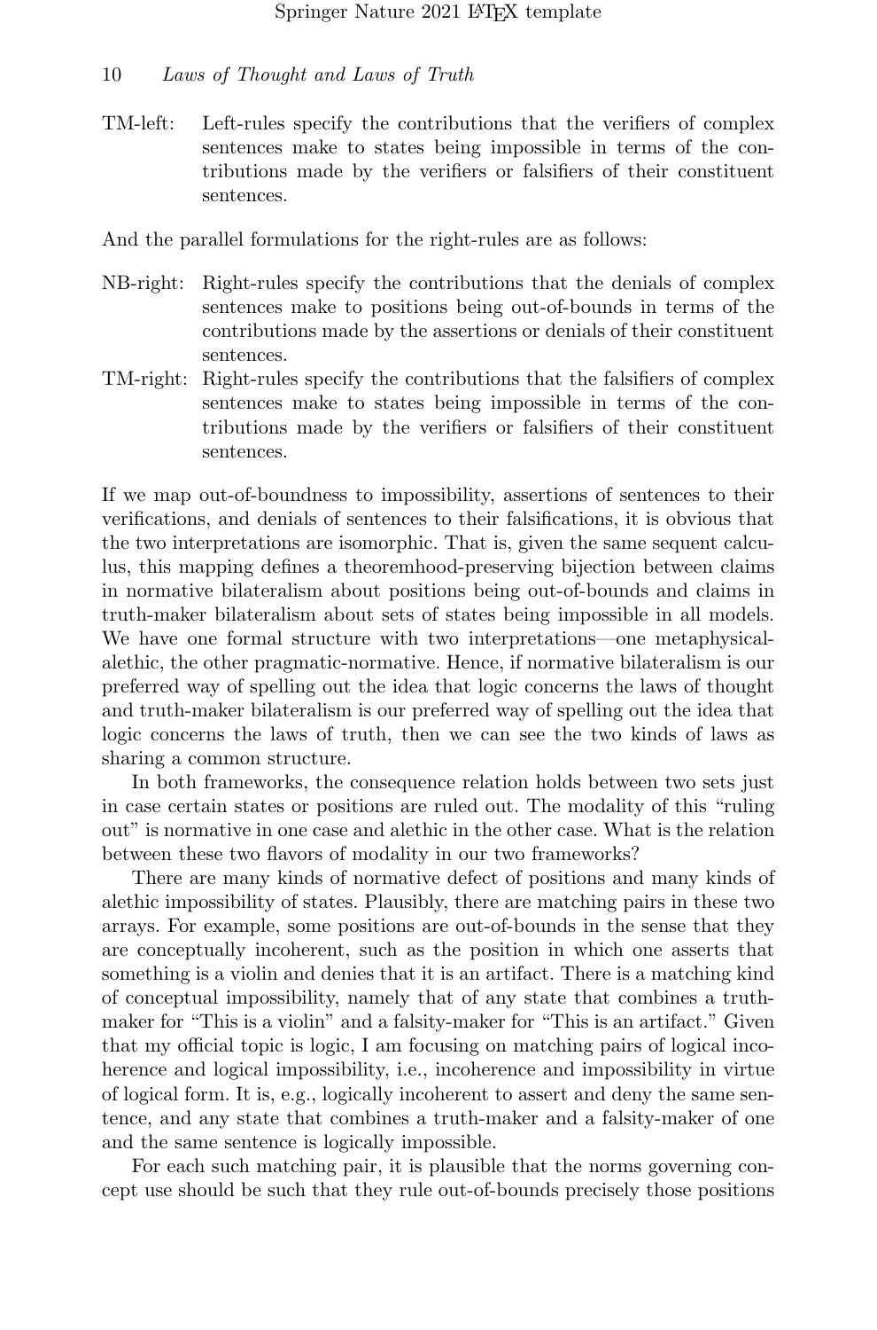TM-left: Left-rules specify the contributions that the verifiers of complex sentences make to states being impossible in terms of the contributions made by the verifiers or falsifiers of their constituent sentences.

And the parallel formulations for the right-rules are as follows:

NB-right: Right-rules specify the contributions that the denials of complex sentences make to positions being out-of-bounds in terms of the contributions made by the assertions or denials of their constituent sentences.

TM-right: Right-rules specify the contributions that the falsifiers of complex sentences make to states being impossible in terms of the contributions made by the verifiers or falsifiers of their constituent sentences.

If we map out-of-boundness to impossibility, assertions of sentences to their verifications, and denials of sentences to their falsifications, it is obvious that the two interpretations are isomorphic. That is, given the same sequent calculus, this mapping defines a theoremhood-preserving bijection between claims in normative bilateralism about positions being out-of-bounds and claims in truth-maker bilateralism about sets of states being impossible in all models. We have one formal structure with two interpretations—one metaphysical-alethic, the other pragmatic-normative. Hence, if normative bilateralism is our preferred way of spelling out the idea that logic concerns the laws of thought and truth-maker bilateralism is our preferred way of spelling out the idea that logic concerns the laws of truth, then we can see the two kinds of laws as sharing a common structure.

In both frameworks, the consequence relation holds between two sets just in case certain states or positions are ruled out. The modality of this "ruling out" is normative in one case and alethic in the other case. What is the relation between these two flavors of modality in our two frameworks?

There are many kinds of normative defect of positions and many kinds of alethic impossibility of states. Plausibly, there are matching pairs in these two arrays. For example, some positions are out-of-bounds in the sense that they are conceptually incoherent, such as the position in which one asserts that something is a violin and denies that it is an artifact. There is a matching kind of conceptual impossibility, namely that of any state that combines a truth-maker for "This is a violin" and a falsity-maker for "This is an artifact." Given that my official topic is logic, I am focusing on matching pairs of logical incoherence and logical impossibility, i.e., incoherence and impossibility in virtue of logical form. It is, e.g., logically incoherent to assert and deny the same sentence, and any state that combines a truth-maker and a falsity-maker of one and the same sentence is logically impossible.

For each such matching pair, it is plausible that the norms governing concept use should be such that they rule out-of-bounds precisely those positions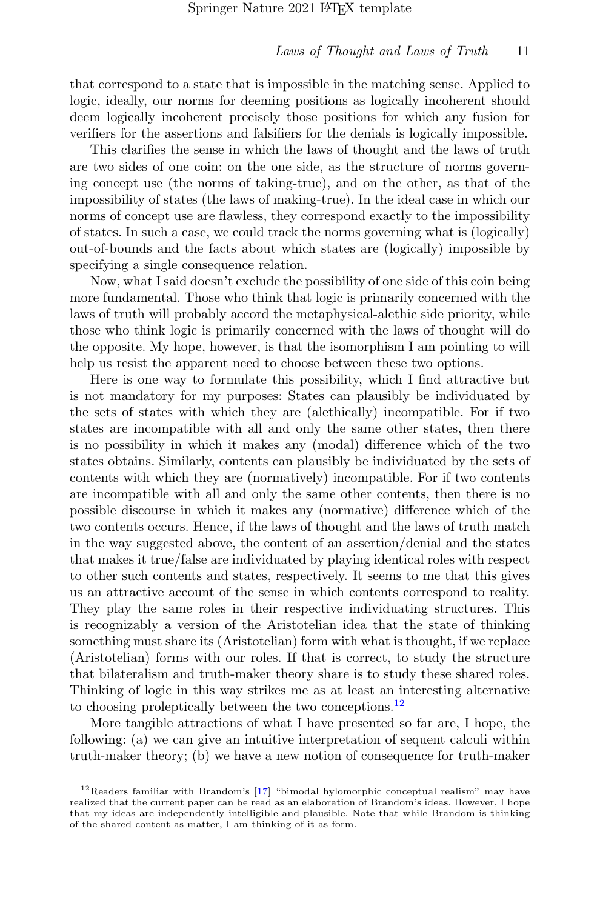that correspond to a state that is impossible in the matching sense. Applied to logic, ideally, our norms for deeming positions as logically incoherent should deem logically incoherent precisely those positions for which any fusion for verifiers for the assertions and falsifiers for the denials is logically impossible.

This clarifies the sense in which the laws of thought and the laws of truth are two sides of one coin: on the one side, as the structure of norms governing concept use (the norms of taking-true), and on the other, as that of the impossibility of states (the laws of making-true). In the ideal case in which our norms of concept use are flawless, they correspond exactly to the impossibility of states. In such a case, we could track the norms governing what is (logically) out-of-bounds and the facts about which states are (logically) impossible by specifying a single consequence relation.

Now, what I said doesn't exclude the possibility of one side of this coin being more fundamental. Those who think that logic is primarily concerned with the laws of truth will probably accord the metaphysical-alethic side priority, while those who think logic is primarily concerned with the laws of thought will do the opposite. My hope, however, is that the isomorphism I am pointing to will help us resist the apparent need to choose between these two options.

Here is one way to formulate this possibility, which I find attractive but is not mandatory for my purposes: States can plausibly be individuated by the sets of states with which they are (alethically) incompatible. For if two states are incompatible with all and only the same other states, then there is no possibility in which it makes any (modal) difference which of the two states obtains. Similarly, contents can plausibly be individuated by the sets of contents with which they are (normatively) incompatible. For if two contents are incompatible with all and only the same other contents, then there is no possible discourse in which it makes any (normative) difference which of the two contents occurs. Hence, if the laws of thought and the laws of truth match in the way suggested above, the content of an assertion/denial and the states that makes it true/false are individuated by playing identical roles with respect to other such contents and states, respectively. It seems to me that this gives us an attractive account of the sense in which contents correspond to reality. They play the same roles in their respective individuating structures. This is recognizably a version of the Aristotelian idea that the state of thinking something must share its (Aristotelian) form with what is thought, if we replace (Aristotelian) forms with our roles. If that is correct, to study the structure that bilateralism and truth-maker theory share is to study these shared roles. Thinking of logic in this way strikes me as at least an interesting alternative to choosing proleptically between the two conceptions.[12]

More tangible attractions of what I have presented so far are, I hope, the following: (a) we can give an intuitive interpretation of sequent calculi within truth-maker theory; (b) we have a new notion of consequence for truth-maker

---

[12] Readers familiar with Brandom's [17] "bimodal hylomorphic conceptual realism" may have realized that the current paper can be read as an elaboration of Brandom's ideas. However, I hope that my ideas are independently intelligible and plausible. Note that while Brandom is thinking of the shared content as matter, I am thinking of it as form.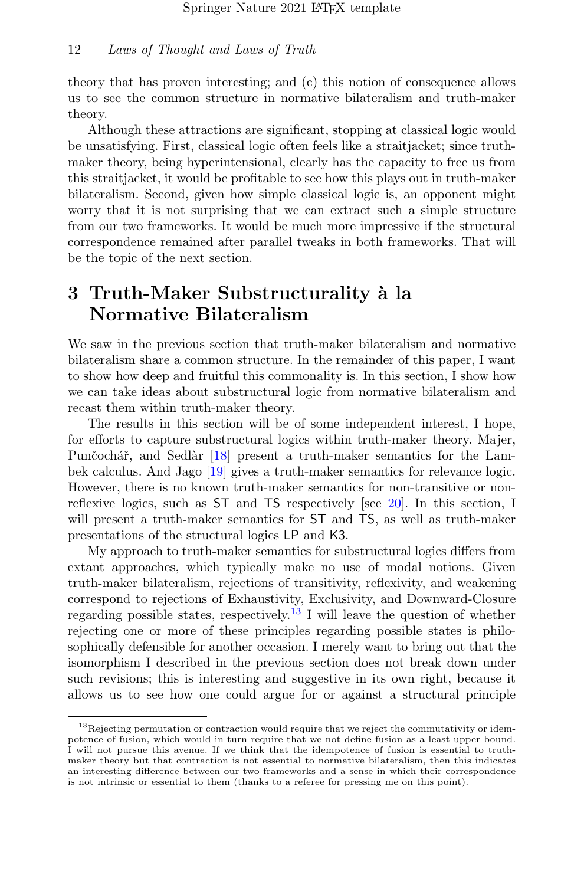theory that has proven interesting; and (c) this notion of consequence allows us to see the common structure in normative bilateralism and truth-maker theory.

Although these attractions are significant, stopping at classical logic would be unsatisfying. First, classical logic often feels like a straitjacket; since truth-maker theory, being hyperintensional, clearly has the capacity to free us from this straitjacket, it would be profitable to see how this plays out in truth-maker bilateralism. Second, given how simple classical logic is, an opponent might worry that it is not surprising that we can extract such a simple structure from our two frameworks. It would be much more impressive if the structural correspondence remained after parallel tweaks in both frameworks. That will be the topic of the next section.

# 3 Truth-Maker Substructurality à la Normative Bilateralism

We saw in the previous section that truth-maker bilateralism and normative bilateralism share a common structure. In the remainder of this paper, I want to show how deep and fruitful this commonality is. In this section, I show how we can take ideas about substructural logic from normative bilateralism and recast them within truth-maker theory.

The results in this section will be of some independent interest, I hope, for efforts to capture substructural logics within truth-maker theory. Majer, Punčochář, and Sedlàr [18] present a truth-maker semantics for the Lambek calculus. And Jago [19] gives a truth-maker semantics for relevance logic. However, there is no known truth-maker semantics for non-transitive or non-reflexive logics, such as ST and TS respectively [see 20]. In this section, I will present a truth-maker semantics for ST and TS, as well as truth-maker presentations of the structural logics LP and K3.

My approach to truth-maker semantics for substructural logics differs from extant approaches, which typically make no use of modal notions. Given truth-maker bilateralism, rejections of transitivity, reflexivity, and weakening correspond to rejections of Exhaustivity, Exclusivity, and Downward-Closure regarding possible states, respectively.[13] I will leave the question of whether rejecting one or more of these principles regarding possible states is philosophically defensible for another occasion. I merely want to bring out that the isomorphism I described in the previous section does not break down under such revisions; this is interesting and suggestive in its own right, because it allows us to see how one could argue for or against a structural principle

[13] Rejecting permutation or contraction would require that we reject the commutativity or idempotence of fusion, which would in turn require that we not define fusion as a least upper bound. I will not pursue this avenue. If we think that the idempotence of fusion is essential to truth-maker theory but that contraction is not essential to normative bilateralism, then this indicates an interesting difference between our two frameworks and a sense in which their correspondence is not intrinsic or essential to them (thanks to a referee for pressing me on this point).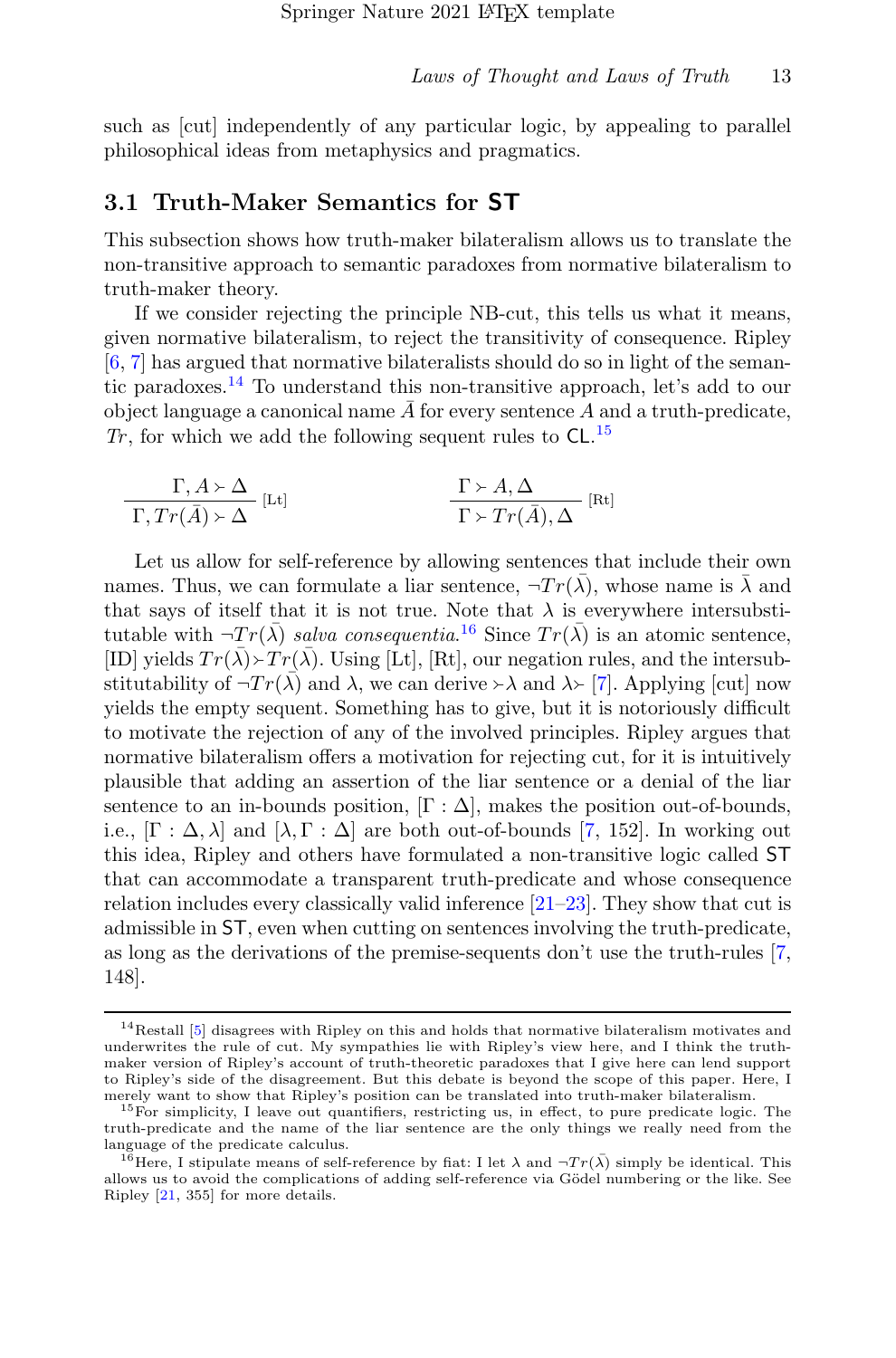such as [cut] independently of any particular logic, by appealing to parallel philosophical ideas from metaphysics and pragmatics.

## 3.1 Truth-Maker Semantics for ST

This subsection shows how truth-maker bilateralism allows us to translate the non-transitive approach to semantic paradoxes from normative bilateralism to truth-maker theory.

If we consider rejecting the principle NB-cut, this tells us what it means, given normative bilateralism, to reject the transitivity of consequence. Ripley [6, 7] has argued that normative bilateralists should do so in light of the semantic paradoxes.[14] To understand this non-transitive approach, let's add to our object language a canonical name $\bar{A}$ for every sentence $A$ and a truth-predicate, $Tr$, for which we add the following sequent rules to CL.[15]

$$\frac{\Gamma, A \succ \Delta}{\Gamma, Tr(\bar{A}) \succ \Delta}\,[\text{Lt}] \qquad\qquad \frac{\Gamma \succ A, \Delta}{\Gamma \succ Tr(\bar{A}), \Delta}\,[\text{Rt}]$$

Let us allow for self-reference by allowing sentences that include their own names. Thus, we can formulate a liar sentence, $\neg Tr(\bar{\lambda})$, whose name is $\bar{\lambda}$ and that says of itself that it is not true. Note that $\lambda$ is everywhere intersubstitutable with $\neg Tr(\bar{\lambda})$ *salva consequentia*.[16] Since $Tr(\bar{\lambda})$ is an atomic sentence, [ID] yields $Tr(\bar{\lambda}) \succ Tr(\bar{\lambda})$. Using [Lt], [Rt], our negation rules, and the intersubstitutability of $\neg Tr(\bar{\lambda})$ and $\lambda$, we can derive $\succ \lambda$ and $\lambda \succ$ [7]. Applying [cut] now yields the empty sequent. Something has to give, but it is notoriously difficult to motivate the rejection of any of the involved principles. Ripley argues that normative bilateralism offers a motivation for rejecting cut, for it is intuitively plausible that adding an assertion of the liar sentence or a denial of the liar sentence to an in-bounds position, $[\Gamma : \Delta]$, makes the position out-of-bounds, i.e., $[\Gamma : \Delta, \lambda]$ and $[\lambda, \Gamma : \Delta]$ are both out-of-bounds [7, 152]. In working out this idea, Ripley and others have formulated a non-transitive logic called ST that can accommodate a transparent truth-predicate and whose consequence relation includes every classically valid inference [21–23]. They show that cut is admissible in ST, even when cutting on sentences involving the truth-predicate, as long as the derivations of the premise-sequents don't use the truth-rules [7, 148].

---

[14] Restall [5] disagrees with Ripley on this and holds that normative bilateralism motivates and underwrites the rule of cut. My sympathies lie with Ripley's view here, and I think the truth-maker version of Ripley's account of truth-theoretic paradoxes that I give here can lend support to Ripley's side of the disagreement. But this debate is beyond the scope of this paper. Here, I merely want to show that Ripley's position can be translated into truth-maker bilateralism.

[15] For simplicity, I leave out quantifiers, restricting us, in effect, to pure predicate logic. The truth-predicate and the name of the liar sentence are the only things we really need from the language of the predicate calculus.

[16] Here, I stipulate means of self-reference by fiat: I let $\lambda$ and $\neg Tr(\bar{\lambda})$ simply be identical. This allows us to avoid the complications of adding self-reference via Gödel numbering or the like. See Ripley [21, 355] for more details.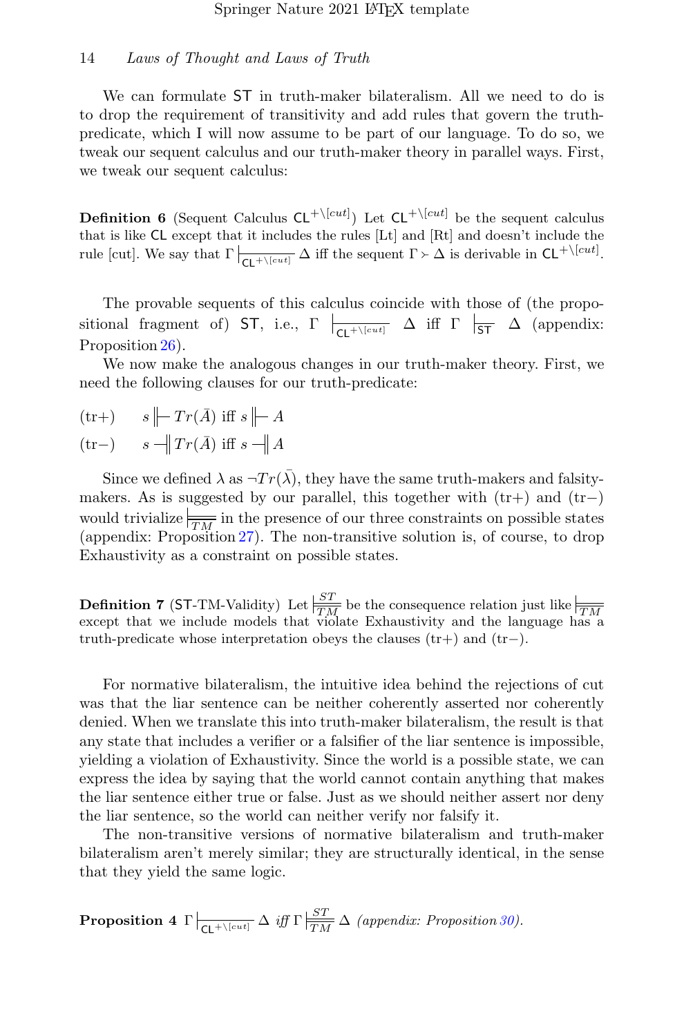We can formulate $\mathsf{ST}$ in truth-maker bilateralism. All we need to do is to drop the requirement of transitivity and add rules that govern the truth-predicate, which I will now assume to be part of our language. To do so, we tweak our sequent calculus and our truth-maker theory in parallel ways. First, we tweak our sequent calculus:

**Definition 6** (Sequent Calculus $\mathsf{CL}^{+\setminus[cut]}$) Let $\mathsf{CL}^{+\setminus[cut]}$ be the sequent calculus that is like $\mathsf{CL}$ except that it includes the rules [Lt] and [Rt] and doesn't include the rule [cut]. We say that $\Gamma \mid\!\!\frac{\quad}{\mathsf{CL}^{+\setminus[cut]}} \Delta$ iff the sequent $\Gamma \succ \Delta$ is derivable in $\mathsf{CL}^{+\setminus[cut]}$.

The provable sequents of this calculus coincide with those of (the propositional fragment of) $\mathsf{ST}$, i.e., $\Gamma \mid\!\!\frac{\quad}{\mathsf{CL}^{+\setminus[cut]}} \Delta$ iff $\Gamma \mid\!\!\frac{\quad}{\mathsf{ST}} \Delta$ (appendix: Proposition 26).

We now make the analogous changes in our truth-maker theory. First, we need the following clauses for our truth-predicate:

(tr+) $\quad s \Vdash Tr(\bar{A})$ iff $s \Vdash A$

(tr−) $\quad s \dashv\!\vert\, Tr(\bar{A})$ iff $s \dashv\!\vert\, A$

Since we defined $\lambda$ as $\neg Tr(\bar{\lambda})$, they have the same truth-makers and falsity-makers. As is suggested by our parallel, this together with (tr+) and (tr−) would trivialize $\models_{TM}$ in the presence of our three constraints on possible states (appendix: Proposition 27). The non-transitive solution is, of course, to drop Exhaustivity as a constraint on possible states.

**Definition 7** ($\mathsf{ST}$-TM-Validity) Let $\models^{ST}_{TM}$ be the consequence relation just like $\models_{TM}$ except that we include models that violate Exhaustivity and the language has a truth-predicate whose interpretation obeys the clauses (tr+) and (tr−).

For normative bilateralism, the intuitive idea behind the rejections of cut was that the liar sentence can be neither coherently asserted nor coherently denied. When we translate this into truth-maker bilateralism, the result is that any state that includes a verifier or a falsifier of the liar sentence is impossible, yielding a violation of Exhaustivity. Since the world is a possible state, we can express the idea by saying that the world cannot contain anything that makes the liar sentence either true or false. Just as we should neither assert nor deny the liar sentence, so the world can neither verify nor falsify it.

The non-transitive versions of normative bilateralism and truth-maker bilateralism aren't merely similar; they are structurally identical, in the sense that they yield the same logic.

**Proposition 4** *$\Gamma \mid\!\!\frac{\quad}{\mathsf{CL}^{+\setminus[cut]}} \Delta$ iff $\Gamma \models^{ST}_{TM} \Delta$ (appendix: Proposition 30).*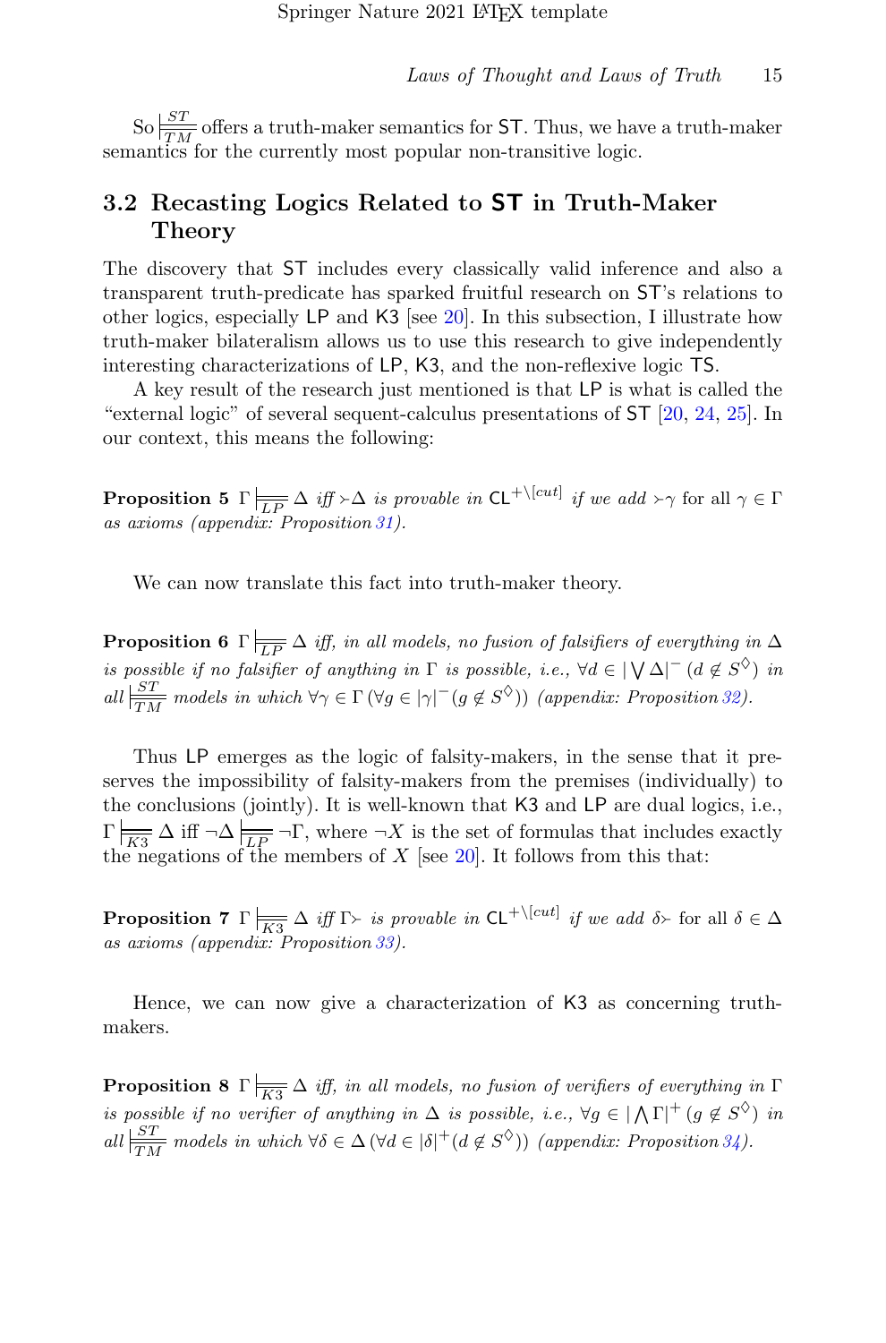So $\models^{ST}_{TM}$ offers a truth-maker semantics for $\mathsf{ST}$. Thus, we have a truth-maker semantics for the currently most popular non-transitive logic.

## 3.2 Recasting Logics Related to $\mathsf{ST}$ in Truth-Maker Theory

The discovery that $\mathsf{ST}$ includes every classically valid inference and also a transparent truth-predicate has sparked fruitful research on $\mathsf{ST}$'s relations to other logics, especially $\mathsf{LP}$ and $\mathsf{K3}$ [see [20]]. In this subsection, I illustrate how truth-maker bilateralism allows us to use this research to give independently interesting characterizations of $\mathsf{LP}$, $\mathsf{K3}$, and the non-reflexive logic $\mathsf{TS}$.

A key result of the research just mentioned is that $\mathsf{LP}$ is what is called the "external logic" of several sequent-calculus presentations of $\mathsf{ST}$ [[20], [24], [25]]. In our context, this means the following:

**Proposition 5** *$\Gamma \models_{LP} \Delta$ iff $\succ\Delta$ is provable in $\mathsf{CL}^{+\setminus[cut]}$ if we add $\succ\gamma$* for all $\gamma \in \Gamma$ *as axioms (appendix: Proposition 31).*

We can now translate this fact into truth-maker theory.

**Proposition 6** *$\Gamma \models_{LP} \Delta$ iff, in all models, no fusion of falsifiers of everything in $\Delta$ is possible if no falsifier of anything in $\Gamma$ is possible, i.e., $\forall d \in |\bigvee \Delta|^- \, (d \notin S^\Diamond)$ in all $\models^{ST}_{TM}$ models in which $\forall \gamma \in \Gamma \, (\forall g \in |\gamma|^- (g \notin S^\Diamond))$ (appendix: Proposition 32).*

Thus $\mathsf{LP}$ emerges as the logic of falsity-makers, in the sense that it preserves the impossibility of falsity-makers from the premises (individually) to the conclusions (jointly). It is well-known that $\mathsf{K3}$ and $\mathsf{LP}$ are dual logics, i.e., $\Gamma \models_{K3} \Delta$ iff $\neg\Delta \models_{LP} \neg\Gamma$, where $\neg X$ is the set of formulas that includes exactly the negations of the members of $X$ [see [20]]. It follows from this that:

**Proposition 7** *$\Gamma \models_{K3} \Delta$ iff $\Gamma\succ$ is provable in $\mathsf{CL}^{+\setminus[cut]}$ if we add $\delta\succ$* for all $\delta \in \Delta$ *as axioms (appendix: Proposition 33).*

Hence, we can now give a characterization of $\mathsf{K3}$ as concerning truth-makers.

**Proposition 8** *$\Gamma \models_{K3} \Delta$ iff, in all models, no fusion of verifiers of everything in $\Gamma$ is possible if no verifier of anything in $\Delta$ is possible, i.e., $\forall g \in |\bigwedge \Gamma|^+ \, (g \notin S^\Diamond)$ in all $\models^{ST}_{TM}$ models in which $\forall \delta \in \Delta \, (\forall d \in |\delta|^+ (d \notin S^\Diamond))$ (appendix: Proposition 34).*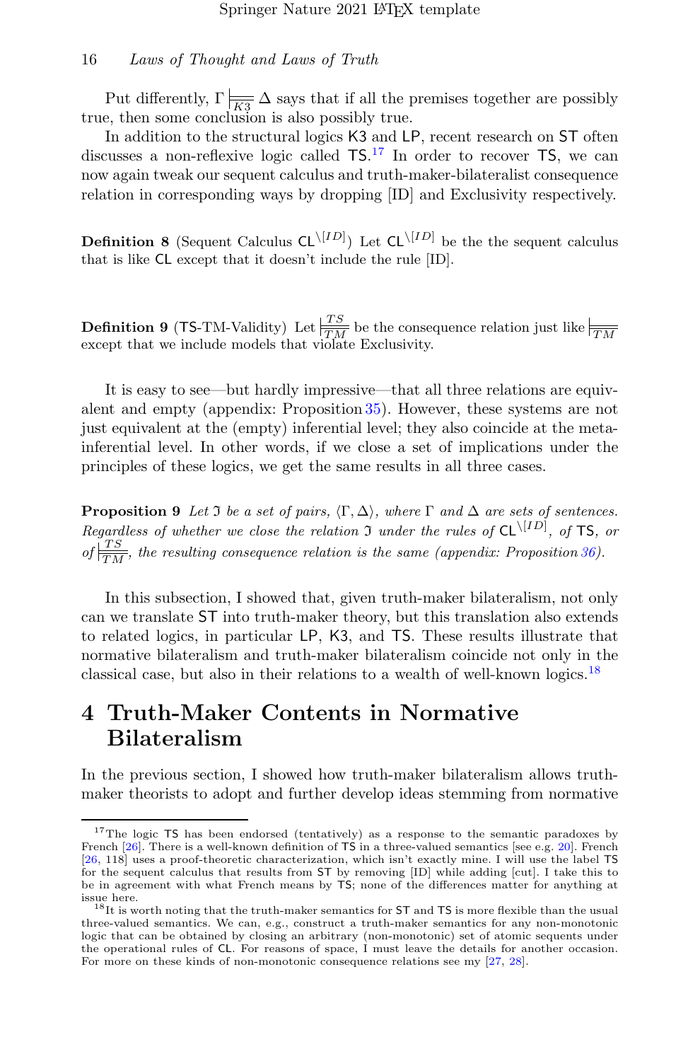Put differently, $\Gamma \models_{\overline{K3}} \Delta$ says that if all the premises together are possibly true, then some conclusion is also possibly true.

In addition to the structural logics K3 and LP, recent research on ST often discusses a non-reflexive logic called TS.[17] In order to recover TS, we can now again tweak our sequent calculus and truth-maker-bilateralist consequence relation in corresponding ways by dropping [ID] and Exclusivity respectively.

**Definition 8** (Sequent Calculus $\mathsf{CL}^{\setminus[ID]}$) Let $\mathsf{CL}^{\setminus[ID]}$ be the the sequent calculus that is like CL except that it doesn't include the rule [ID].

**Definition 9** (TS-TM-Validity) Let $\models^{TS}_{\overline{TM}}$ be the consequence relation just like $\models_{\overline{TM}}$ except that we include models that violate Exclusivity.

It is easy to see—but hardly impressive—that all three relations are equivalent and empty (appendix: Proposition 35). However, these systems are not just equivalent at the (empty) inferential level; they also coincide at the meta-inferential level. In other words, if we close a set of implications under the principles of these logics, we get the same results in all three cases.

**Proposition 9** *Let $\mathfrak{I}$ be a set of pairs, $\langle \Gamma, \Delta \rangle$, where $\Gamma$ and $\Delta$ are sets of sentences. Regardless of whether we close the relation $\mathfrak{I}$ under the rules of $\mathsf{CL}^{\setminus[ID]}$, of TS, or of $\models^{TS}_{\overline{TM}}$, the resulting consequence relation is the same (appendix: Proposition 36).*

In this subsection, I showed that, given truth-maker bilateralism, not only can we translate ST into truth-maker theory, but this translation also extends to related logics, in particular LP, K3, and TS. These results illustrate that normative bilateralism and truth-maker bilateralism coincide not only in the classical case, but also in their relations to a wealth of well-known logics.[18]

# 4 Truth-Maker Contents in Normative Bilateralism

In the previous section, I showed how truth-maker bilateralism allows truth-maker theorists to adopt and further develop ideas stemming from normative

---

[17] The logic TS has been endorsed (tentatively) as a response to the semantic paradoxes by French [26]. There is a well-known definition of TS in a three-valued semantics [see e.g. 20]. French [26, 118] uses a proof-theoretic characterization, which isn't exactly mine. I will use the label TS for the sequent calculus that results from ST by removing [ID] while adding [cut]. I take this to be in agreement with what French means by TS; none of the differences matter for anything at issue here.

[18] It is worth noting that the truth-maker semantics for ST and TS is more flexible than the usual three-valued semantics. We can, e.g., construct a truth-maker semantics for any non-monotonic logic that can be obtained by closing an arbitrary (non-monotonic) set of atomic sequents under the operational rules of CL. For reasons of space, I must leave the details for another occasion. For more on these kinds of non-monotonic consequence relations see my [27, 28].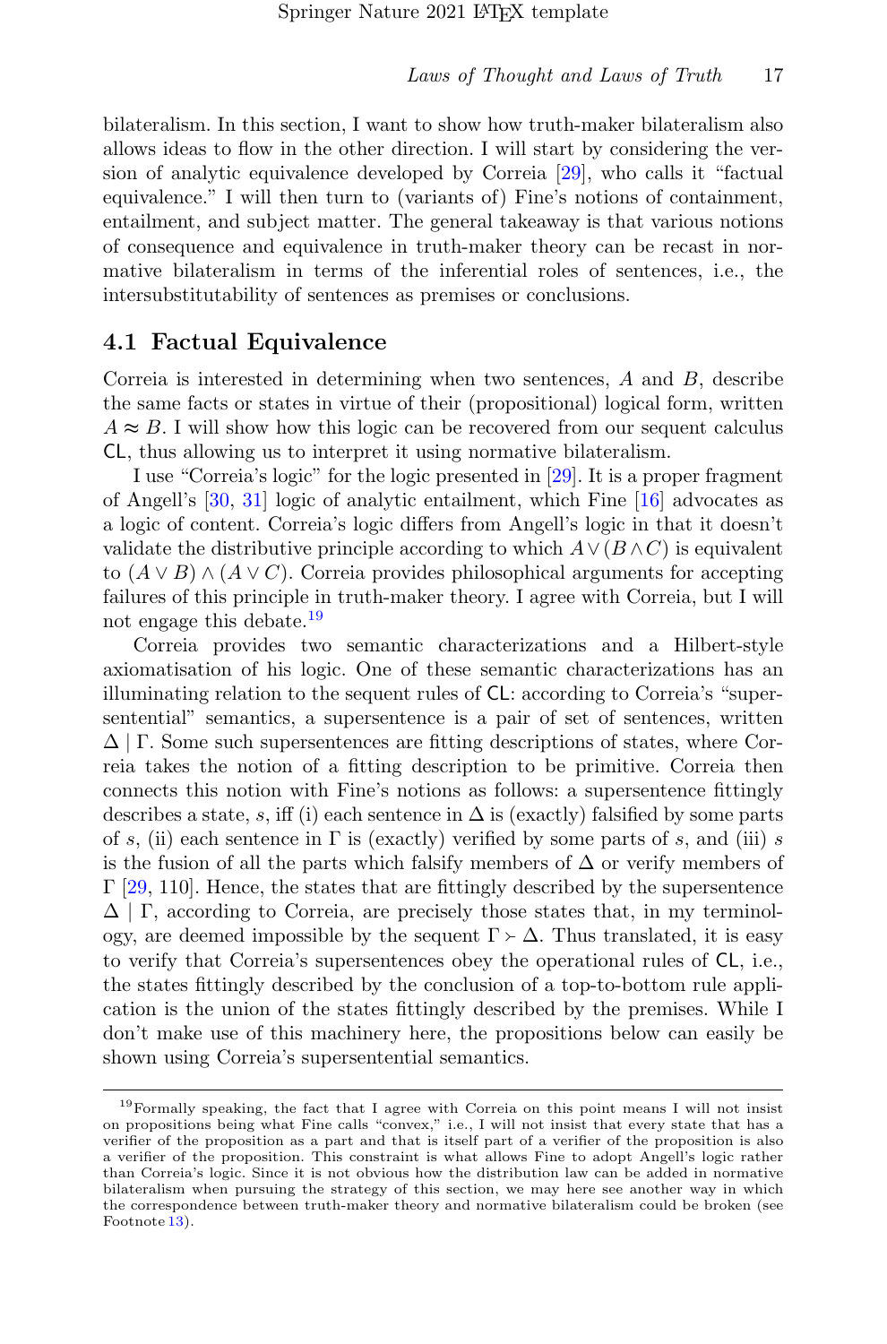bilateralism. In this section, I want to show how truth-maker bilateralism also allows ideas to flow in the other direction. I will start by considering the version of analytic equivalence developed by Correia [29], who calls it "factual equivalence." I will then turn to (variants of) Fine's notions of containment, entailment, and subject matter. The general takeaway is that various notions of consequence and equivalence in truth-maker theory can be recast in normative bilateralism in terms of the inferential roles of sentences, i.e., the intersubstitutability of sentences as premises or conclusions.

## 4.1 Factual Equivalence

Correia is interested in determining when two sentences, $A$ and $B$, describe the same facts or states in virtue of their (propositional) logical form, written $A \approx B$. I will show how this logic can be recovered from our sequent calculus $\mathsf{CL}$, thus allowing us to interpret it using normative bilateralism.

I use "Correia's logic" for the logic presented in [29]. It is a proper fragment of Angell's [30, 31] logic of analytic entailment, which Fine [16] advocates as a logic of content. Correia's logic differs from Angell's logic in that it doesn't validate the distributive principle according to which $A \vee (B \wedge C)$ is equivalent to $(A \vee B) \wedge (A \vee C)$. Correia provides philosophical arguments for accepting failures of this principle in truth-maker theory. I agree with Correia, but I will not engage this debate.[19]

Correia provides two semantic characterizations and a Hilbert-style axiomatisation of his logic. One of these semantic characterizations has an illuminating relation to the sequent rules of $\mathsf{CL}$: according to Correia's "supersentential" semantics, a supersentence is a pair of set of sentences, written $\Delta \mid \Gamma$. Some such supersentences are fitting descriptions of states, where Correia takes the notion of a fitting description to be primitive. Correia then connects this notion with Fine's notions as follows: a supersentence fittingly describes a state, $s$, iff (i) each sentence in $\Delta$ is (exactly) falsified by some parts of $s$, (ii) each sentence in $\Gamma$ is (exactly) verified by some parts of $s$, and (iii) $s$ is the fusion of all the parts which falsify members of $\Delta$ or verify members of $\Gamma$ [29, 110]. Hence, the states that are fittingly described by the supersentence $\Delta \mid \Gamma$, according to Correia, are precisely those states that, in my terminology, are deemed impossible by the sequent $\Gamma \succ \Delta$. Thus translated, it is easy to verify that Correia's supersentences obey the operational rules of $\mathsf{CL}$, i.e., the states fittingly described by the conclusion of a top-to-bottom rule application is the union of the states fittingly described by the premises. While I don't make use of this machinery here, the propositions below can easily be shown using Correia's supersentential semantics.

[19] Formally speaking, the fact that I agree with Correia on this point means I will not insist on propositions being what Fine calls "convex," i.e., I will not insist that every state that has a verifier of the proposition as a part and that is itself part of a verifier of the proposition is also a verifier of the proposition. This constraint is what allows Fine to adopt Angell's logic rather than Correia's logic. Since it is not obvious how the distribution law can be added in normative bilateralism when pursuing the strategy of this section, we may here see another way in which the correspondence between truth-maker theory and normative bilateralism could be broken (see Footnote 13).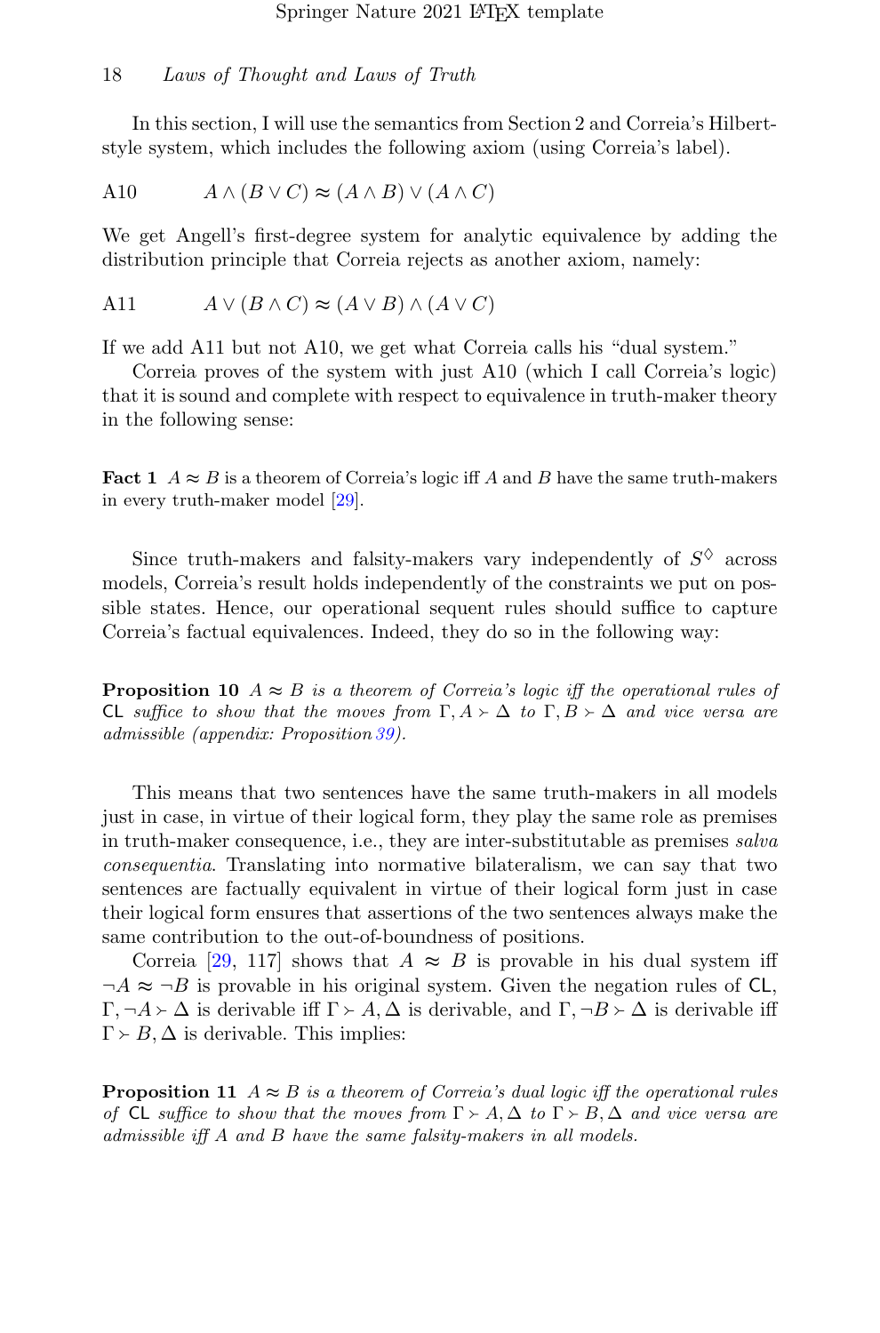In this section, I will use the semantics from Section 2 and Correia's Hilbert-style system, which includes the following axiom (using Correia's label).

A10 $\qquad A \wedge (B \vee C) \approx (A \wedge B) \vee (A \wedge C)$

We get Angell's first-degree system for analytic equivalence by adding the distribution principle that Correia rejects as another axiom, namely:

A11 $\qquad A \vee (B \wedge C) \approx (A \vee B) \wedge (A \vee C)$

If we add A11 but not A10, we get what Correia calls his "dual system."

Correia proves of the system with just A10 (which I call Correia's logic) that it is sound and complete with respect to equivalence in truth-maker theory in the following sense:

**Fact 1** $A \approx B$ is a theorem of Correia's logic iff $A$ and $B$ have the same truth-makers in every truth-maker model [29].

Since truth-makers and falsity-makers vary independently of $S^{\Diamond}$ across models, Correia's result holds independently of the constraints we put on possible states. Hence, our operational sequent rules should suffice to capture Correia's factual equivalences. Indeed, they do so in the following way:

**Proposition 10** *$A \approx B$ is a theorem of Correia's logic iff the operational rules of* $\mathsf{CL}$ *suffice to show that the moves from $\Gamma, A \succ \Delta$ to $\Gamma, B \succ \Delta$ and vice versa are admissible (appendix: Proposition 39).*

This means that two sentences have the same truth-makers in all models just in case, in virtue of their logical form, they play the same role as premises in truth-maker consequence, i.e., they are inter-substitutable as premises *salva consequentia*. Translating into normative bilateralism, we can say that two sentences are factually equivalent in virtue of their logical form just in case their logical form ensures that assertions of the two sentences always make the same contribution to the out-of-boundness of positions.

Correia [29, 117] shows that $A \approx B$ is provable in his dual system iff $\neg A \approx \neg B$ is provable in his original system. Given the negation rules of $\mathsf{CL}$, $\Gamma, \neg A \succ \Delta$ is derivable iff $\Gamma \succ A, \Delta$ is derivable, and $\Gamma, \neg B \succ \Delta$ is derivable iff $\Gamma \succ B, \Delta$ is derivable. This implies:

**Proposition 11** *$A \approx B$ is a theorem of Correia's dual logic iff the operational rules of* $\mathsf{CL}$ *suffice to show that the moves from $\Gamma \succ A, \Delta$ to $\Gamma \succ B, \Delta$ and vice versa are admissible iff $A$ and $B$ have the same falsity-makers in all models.*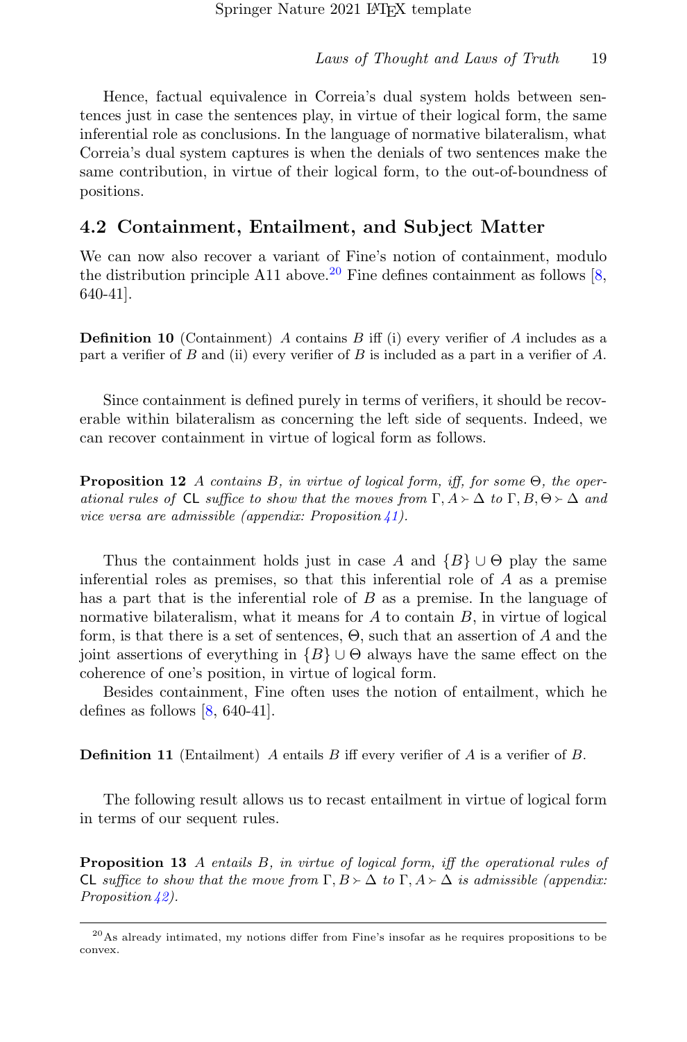Hence, factual equivalence in Correia's dual system holds between sentences just in case the sentences play, in virtue of their logical form, the same inferential role as conclusions. In the language of normative bilateralism, what Correia's dual system captures is when the denials of two sentences make the same contribution, in virtue of their logical form, to the out-of-boundness of positions.

## 4.2 Containment, Entailment, and Subject Matter

We can now also recover a variant of Fine's notion of containment, modulo the distribution principle A11 above.[20] Fine defines containment as follows [8, 640-41].

**Definition 10** (Containment) $A$ contains $B$ iff (i) every verifier of $A$ includes as a part a verifier of $B$ and (ii) every verifier of $B$ is included as a part in a verifier of $A$.

Since containment is defined purely in terms of verifiers, it should be recoverable within bilateralism as concerning the left side of sequents. Indeed, we can recover containment in virtue of logical form as follows.

**Proposition 12** *$A$ contains $B$, in virtue of logical form, iff, for some $\Theta$, the operational rules of* $\mathsf{CL}$ *suffice to show that the moves from $\Gamma, A \succ \Delta$ to $\Gamma, B, \Theta \succ \Delta$ and vice versa are admissible (appendix: Proposition 41).*

Thus the containment holds just in case $A$ and $\{B\} \cup \Theta$ play the same inferential roles as premises, so that this inferential role of $A$ as a premise has a part that is the inferential role of $B$ as a premise. In the language of normative bilateralism, what it means for $A$ to contain $B$, in virtue of logical form, is that there is a set of sentences, $\Theta$, such that an assertion of $A$ and the joint assertions of everything in $\{B\} \cup \Theta$ always have the same effect on the coherence of one's position, in virtue of logical form.

Besides containment, Fine often uses the notion of entailment, which he defines as follows [8, 640-41].

**Definition 11** (Entailment) $A$ entails $B$ iff every verifier of $A$ is a verifier of $B$.

The following result allows us to recast entailment in virtue of logical form in terms of our sequent rules.

**Proposition 13** *$A$ entails $B$, in virtue of logical form, iff the operational rules of* $\mathsf{CL}$ *suffice to show that the move from $\Gamma, B \succ \Delta$ to $\Gamma, A \succ \Delta$ is admissible (appendix: Proposition 42).*

[20] As already intimated, my notions differ from Fine's insofar as he requires propositions to be convex.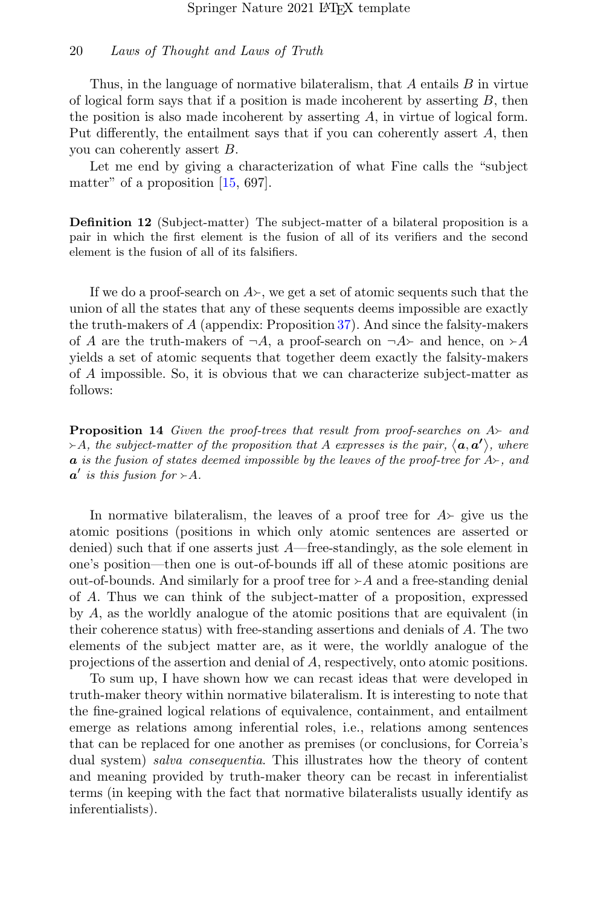Thus, in the language of normative bilateralism, that $A$ entails $B$ in virtue of logical form says that if a position is made incoherent by asserting $B$, then the position is also made incoherent by asserting $A$, in virtue of logical form. Put differently, the entailment says that if you can coherently assert $A$, then you can coherently assert $B$.

Let me end by giving a characterization of what Fine calls the "subject matter" of a proposition [15, 697].

**Definition 12** (Subject-matter) The subject-matter of a bilateral proposition is a pair in which the first element is the fusion of all of its verifiers and the second element is the fusion of all of its falsifiers.

If we do a proof-search on $A\succ$, we get a set of atomic sequents such that the union of all the states that any of these sequents deems impossible are exactly the truth-makers of $A$ (appendix: Proposition 37). And since the falsity-makers of $A$ are the truth-makers of $\neg A$, a proof-search on $\neg A\succ$ and hence, on $\succ A$ yields a set of atomic sequents that together deem exactly the falsity-makers of $A$ impossible. So, it is obvious that we can characterize subject-matter as follows:

**Proposition 14** *Given the proof-trees that result from proof-searches on $A\succ$ and $\succ A$, the subject-matter of the proposition that $A$ expresses is the pair, $\langle \boldsymbol{a}, \boldsymbol{a'} \rangle$, where $\boldsymbol{a}$ is the fusion of states deemed impossible by the leaves of the proof-tree for $A\succ$, and $\boldsymbol{a'}$ is this fusion for $\succ A$.*

In normative bilateralism, the leaves of a proof tree for $A\succ$ give us the atomic positions (positions in which only atomic sentences are asserted or denied) such that if one asserts just $A$—free-standingly, as the sole element in one's position—then one is out-of-bounds iff all of these atomic positions are out-of-bounds. And similarly for a proof tree for $\succ A$ and a free-standing denial of $A$. Thus we can think of the subject-matter of a proposition, expressed by $A$, as the worldly analogue of the atomic positions that are equivalent (in their coherence status) with free-standing assertions and denials of $A$. The two elements of the subject matter are, as it were, the worldly analogue of the projections of the assertion and denial of $A$, respectively, onto atomic positions.

To sum up, I have shown how we can recast ideas that were developed in truth-maker theory within normative bilateralism. It is interesting to note that the fine-grained logical relations of equivalence, containment, and entailment emerge as relations among inferential roles, i.e., relations among sentences that can be replaced for one another as premises (or conclusions, for Correia's dual system) *salva consequentia*. This illustrates how the theory of content and meaning provided by truth-maker theory can be recast in inferentialist terms (in keeping with the fact that normative bilateralists usually identify as inferentialists).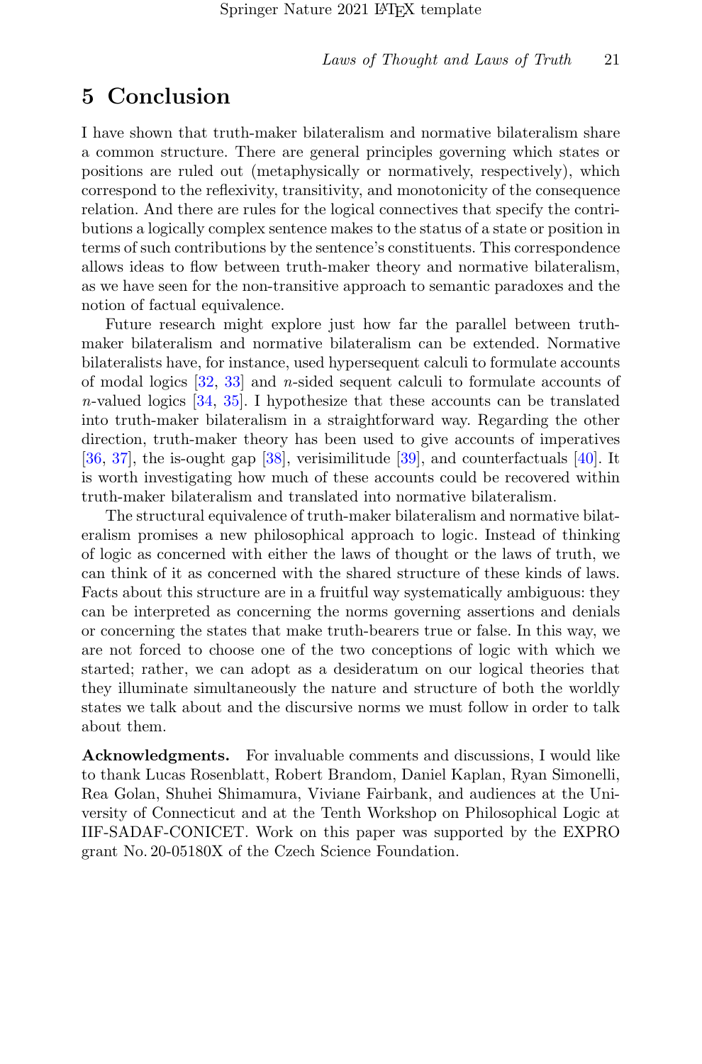# 5 Conclusion

I have shown that truth-maker bilateralism and normative bilateralism share a common structure. There are general principles governing which states or positions are ruled out (metaphysically or normatively, respectively), which correspond to the reflexivity, transitivity, and monotonicity of the consequence relation. And there are rules for the logical connectives that specify the contributions a logically complex sentence makes to the status of a state or position in terms of such contributions by the sentence's constituents. This correspondence allows ideas to flow between truth-maker theory and normative bilateralism, as we have seen for the non-transitive approach to semantic paradoxes and the notion of factual equivalence.

Future research might explore just how far the parallel between truth-maker bilateralism and normative bilateralism can be extended. Normative bilateralists have, for instance, used hypersequent calculi to formulate accounts of modal logics [32, 33] and $n$-sided sequent calculi to formulate accounts of $n$-valued logics [34, 35]. I hypothesize that these accounts can be translated into truth-maker bilateralism in a straightforward way. Regarding the other direction, truth-maker theory has been used to give accounts of imperatives [36, 37], the is-ought gap [38], verisimilitude [39], and counterfactuals [40]. It is worth investigating how much of these accounts could be recovered within truth-maker bilateralism and translated into normative bilateralism.

The structural equivalence of truth-maker bilateralism and normative bilateralism promises a new philosophical approach to logic. Instead of thinking of logic as concerned with either the laws of thought or the laws of truth, we can think of it as concerned with the shared structure of these kinds of laws. Facts about this structure are in a fruitful way systematically ambiguous: they can be interpreted as concerning the norms governing assertions and denials or concerning the states that make truth-bearers true or false. In this way, we are not forced to choose one of the two conceptions of logic with which we started; rather, we can adopt as a desideratum on our logical theories that they illuminate simultaneously the nature and structure of both the worldly states we talk about and the discursive norms we must follow in order to talk about them.

**Acknowledgments.** For invaluable comments and discussions, I would like to thank Lucas Rosenblatt, Robert Brandom, Daniel Kaplan, Ryan Simonelli, Rea Golan, Shuhei Shimamura, Viviane Fairbank, and audiences at the University of Connecticut and at the Tenth Workshop on Philosophical Logic at IIF-SADAF-CONICET. Work on this paper was supported by the EXPRO grant No. 20-05180X of the Czech Science Foundation.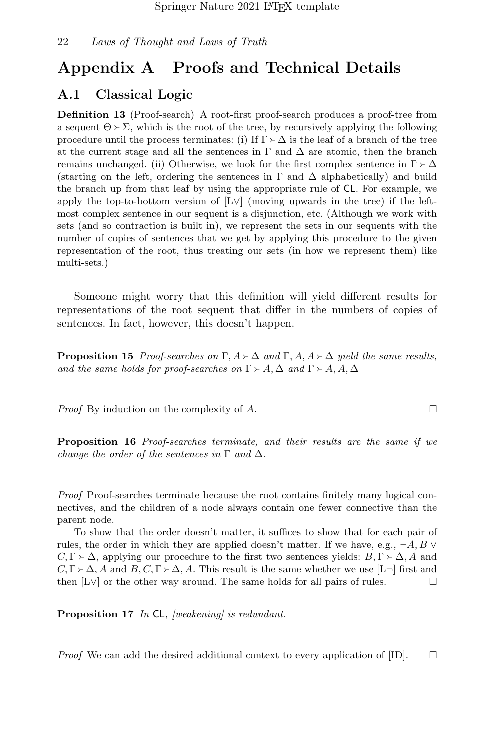# Appendix A Proofs and Technical Details

## A.1 Classical Logic

**Definition 13** (Proof-search) A root-first proof-search produces a proof-tree from a sequent $\Theta \succ \Sigma$, which is the root of the tree, by recursively applying the following procedure until the process terminates: (i) If $\Gamma \succ \Delta$ is the leaf of a branch of the tree at the current stage and all the sentences in $\Gamma$ and $\Delta$ are atomic, then the branch remains unchanged. (ii) Otherwise, we look for the first complex sentence in $\Gamma \succ \Delta$ (starting on the left, ordering the sentences in $\Gamma$ and $\Delta$ alphabetically) and build the branch up from that leaf by using the appropriate rule of $\mathsf{CL}$. For example, we apply the top-to-bottom version of [L$\vee$] (moving upwards in the tree) if the left-most complex sentence in our sequent is a disjunction, etc. (Although we work with sets (and so contraction is built in), we represent the sets in our sequents with the number of copies of sentences that we get by applying this procedure to the given representation of the root, thus treating our sets (in how we represent them) like multi-sets.)

Someone might worry that this definition will yield different results for representations of the root sequent that differ in the numbers of copies of sentences. In fact, however, this doesn't happen.

**Proposition 15** *Proof-searches on $\Gamma, A \succ \Delta$ and $\Gamma, A, A \succ \Delta$ yield the same results, and the same holds for proof-searches on $\Gamma \succ A, \Delta$ and $\Gamma \succ A, A, \Delta$*

*Proof* By induction on the complexity of $A$. □

**Proposition 16** *Proof-searches terminate, and their results are the same if we change the order of the sentences in $\Gamma$ and $\Delta$.*

*Proof* Proof-searches terminate because the root contains finitely many logical connectives, and the children of a node always contain one fewer connective than the parent node.

To show that the order doesn't matter, it suffices to show that for each pair of rules, the order in which they are applied doesn't matter. If we have, e.g., $\neg A, B \vee C, \Gamma \succ \Delta$, applying our procedure to the first two sentences yields: $B, \Gamma \succ \Delta, A$ and $C, \Gamma \succ \Delta, A$ and $B, C, \Gamma \succ \Delta, A$. This result is the same whether we use [L$\neg$] first and then [L$\vee$] or the other way around. The same holds for all pairs of rules. □

**Proposition 17** *In $\mathsf{CL}$, [weakening] is redundant.*

*Proof* We can add the desired additional context to every application of [ID]. □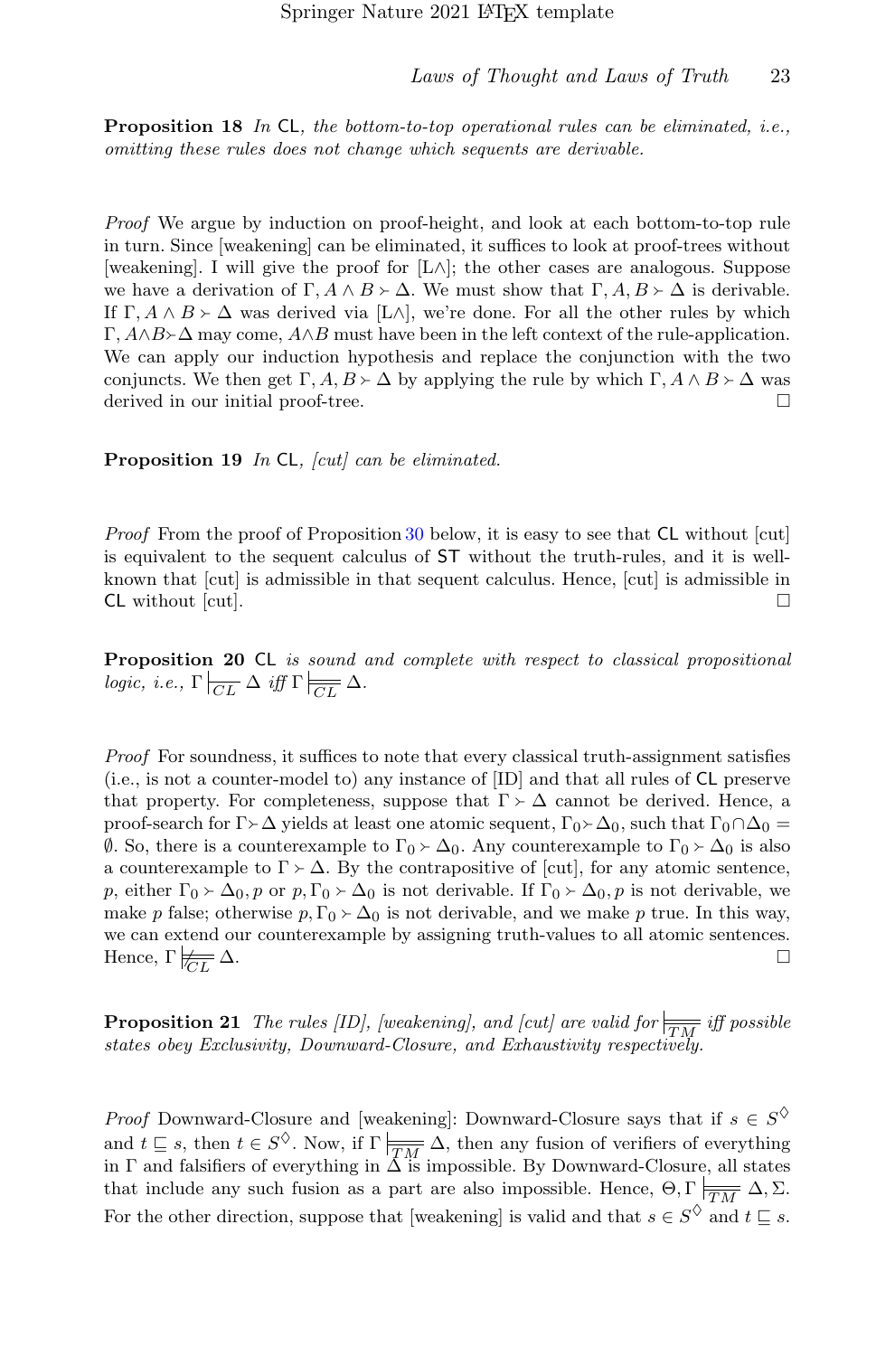**Proposition 18** *In* CL*, the bottom-to-top operational rules can be eliminated, i.e., omitting these rules does not change which sequents are derivable.*

*Proof* We argue by induction on proof-height, and look at each bottom-to-top rule in turn. Since [weakening] can be eliminated, it suffices to look at proof-trees without [weakening]. I will give the proof for [L$\wedge$]; the other cases are analogous. Suppose we have a derivation of $\Gamma, A \wedge B \succ \Delta$. We must show that $\Gamma, A, B \succ \Delta$ is derivable. If $\Gamma, A \wedge B \succ \Delta$ was derived via [L$\wedge$], we're done. For all the other rules by which $\Gamma, A \wedge B \succ \Delta$ may come, $A \wedge B$ must have been in the left context of the rule-application. We can apply our induction hypothesis and replace the conjunction with the two conjuncts. We then get $\Gamma, A, B \succ \Delta$ by applying the rule by which $\Gamma, A \wedge B \succ \Delta$ was derived in our initial proof-tree. □

**Proposition 19** *In* CL*, [cut] can be eliminated.*

*Proof* From the proof of Proposition 30 below, it is easy to see that CL without [cut] is equivalent to the sequent calculus of ST without the truth-rules, and it is well-known that [cut] is admissible in that sequent calculus. Hence, [cut] is admissible in CL without [cut]. □

**Proposition 20** CL *is sound and complete with respect to classical propositional logic, i.e.,* $\Gamma \mid_{\overline{CL}} \Delta$ *iff* $\Gamma \models_{\overline{CL}} \Delta$.

*Proof* For soundness, it suffices to note that every classical truth-assignment satisfies (i.e., is not a counter-model to) any instance of [ID] and that all rules of CL preserve that property. For completeness, suppose that $\Gamma \succ \Delta$ cannot be derived. Hence, a proof-search for $\Gamma \succ \Delta$ yields at least one atomic sequent, $\Gamma_0 \succ \Delta_0$, such that $\Gamma_0 \cap \Delta_0 = \emptyset$. So, there is a counterexample to $\Gamma_0 \succ \Delta_0$. Any counterexample to $\Gamma_0 \succ \Delta_0$ is also a counterexample to $\Gamma \succ \Delta$. By the contrapositive of [cut], for any atomic sentence, $p$, either $\Gamma_0 \succ \Delta_0, p$ or $p, \Gamma_0 \succ \Delta_0$ is not derivable. If $\Gamma_0 \succ \Delta_0, p$ is not derivable, we make $p$ false; otherwise $p, \Gamma_0 \succ \Delta_0$ is not derivable, and we make $p$ true. In this way, we can extend our counterexample by assigning truth-values to all atomic sentences. Hence, $\Gamma \not\models_{\overline{CL}} \Delta$. □

**Proposition 21** *The rules [ID], [weakening], and [cut] are valid for* $\models_{\overline{TM}}$ *iff possible states obey Exclusivity, Downward-Closure, and Exhaustivity respectively.*

*Proof* Downward-Closure and [weakening]: Downward-Closure says that if $s \in S^{\Diamond}$ and $t \sqsubseteq s$, then $t \in S^{\Diamond}$. Now, if $\Gamma \models_{\overline{TM}} \Delta$, then any fusion of verifiers of everything in $\Gamma$ and falsifiers of everything in $\Delta$ is impossible. By Downward-Closure, all states that include any such fusion as a part are also impossible. Hence, $\Theta, \Gamma \models_{\overline{TM}} \Delta, \Sigma$. For the other direction, suppose that [weakening] is valid and that $s \in S^{\Diamond}$ and $t \sqsubseteq s$.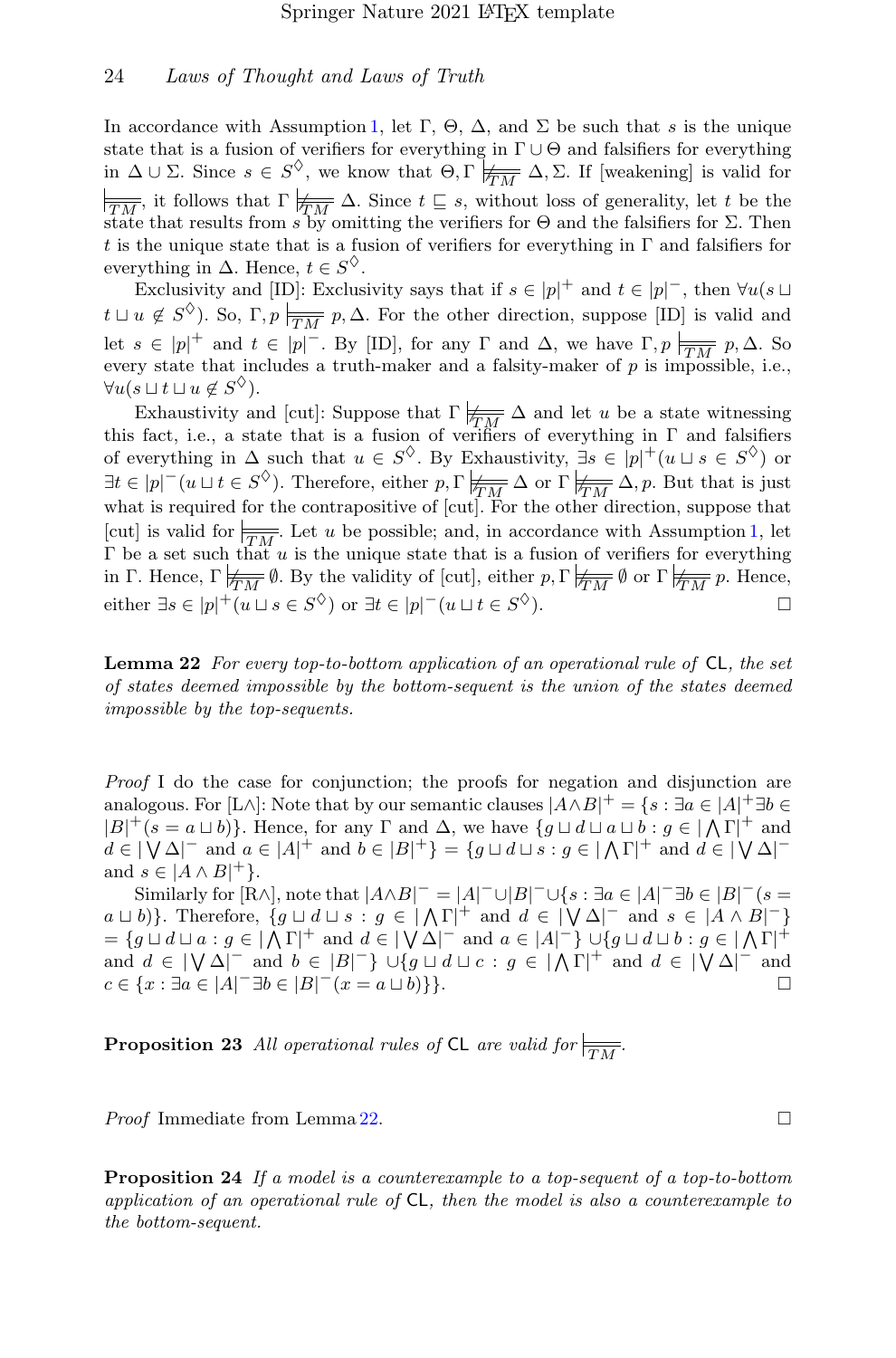In accordance with Assumption 1, let $\Gamma$, $\Theta$, $\Delta$, and $\Sigma$ be such that $s$ is the unique state that is a fusion of verifiers for everything in $\Gamma \cup \Theta$ and falsifiers for everything in $\Delta \cup \Sigma$. Since $s \in S^{\Diamond}$, we know that $\Theta, \Gamma \not\models_{TM} \Delta, \Sigma$. If [weakening] is valid for $\models_{TM}$, it follows that $\Gamma \not\models_{TM} \Delta$. Since $t \sqsubseteq s$, without loss of generality, let $t$ be the state that results from $s$ by omitting the verifiers for $\Theta$ and the falsifiers for $\Sigma$. Then $t$ is the unique state that is a fusion of verifiers for everything in $\Gamma$ and falsifiers for everything in $\Delta$. Hence, $t \in S^{\Diamond}$.

Exclusivity and [ID]: Exclusivity says that if $s \in |p|^+$ and $t \in |p|^-$, then $\forall u(s \sqcup t \sqcup u \notin S^{\Diamond})$. So, $\Gamma, p \models_{TM} p, \Delta$. For the other direction, suppose [ID] is valid and let $s \in |p|^+$ and $t \in |p|^-$. By [ID], for any $\Gamma$ and $\Delta$, we have $\Gamma, p \models_{TM} p, \Delta$. So every state that includes a truth-maker and a falsity-maker of $p$ is impossible, i.e., $\forall u(s \sqcup t \sqcup u \notin S^{\Diamond})$.

Exhaustivity and [cut]: Suppose that $\Gamma \not\models_{TM} \Delta$ and let $u$ be a state witnessing this fact, i.e., a state that is a fusion of verifiers of everything in $\Gamma$ and falsifiers of everything in $\Delta$ such that $u \in S^{\Diamond}$. By Exhaustivity, $\exists s \in |p|^+(u \sqcup s \in S^{\Diamond})$ or $\exists t \in |p|^-(u \sqcup t \in S^{\Diamond})$. Therefore, either $p, \Gamma \not\models_{TM} \Delta$ or $\Gamma \not\models_{TM} \Delta, p$. But that is just what is required for the contrapositive of [cut]. For the other direction, suppose that [cut] is valid for $\models_{TM}$. Let $u$ be possible; and, in accordance with Assumption 1, let $\Gamma$ be a set such that $u$ is the unique state that is a fusion of verifiers for everything in $\Gamma$. Hence, $\Gamma \not\models_{TM} \emptyset$. By the validity of [cut], either $p, \Gamma \not\models_{TM} \emptyset$ or $\Gamma \not\models_{TM} p$. Hence, either $\exists s \in |p|^+(u \sqcup s \in S^{\Diamond})$ or $\exists t \in |p|^-(u \sqcup t \in S^{\Diamond})$. □

**Lemma 22** *For every top-to-bottom application of an operational rule of* CL*, the set of states deemed impossible by the bottom-sequent is the union of the states deemed impossible by the top-sequents.*

*Proof* I do the case for conjunction; the proofs for negation and disjunction are analogous. For [L$\wedge$]: Note that by our semantic clauses $|A \wedge B|^+ = \{s : \exists a \in |A|^+ \exists b \in |B|^+(s = a \sqcup b)\}$. Hence, for any $\Gamma$ and $\Delta$, we have $\{g \sqcup d \sqcup a \sqcup b : g \in |\bigwedge \Gamma|^+$ and $d \in |\bigvee \Delta|^-$ and $a \in |A|^+$ and $b \in |B|^+\} = \{g \sqcup d \sqcup s : g \in |\bigwedge \Gamma|^+$ and $d \in |\bigvee \Delta|^-$ and $s \in |A \wedge B|^+\}$.

Similarly for [R$\wedge$], note that $|A \wedge B|^- = |A|^- \cup |B|^- \cup \{s : \exists a \in |A|^- \exists b \in |B|^-(s = a \sqcup b)\}$. Therefore, $\{g \sqcup d \sqcup s : g \in |\bigwedge \Gamma|^+$ and $d \in |\bigvee \Delta|^-$ and $s \in |A \wedge B|^-\}$ $= \{g \sqcup d \sqcup a : g \in |\bigwedge \Gamma|^+$ and $d \in |\bigvee \Delta|^-$ and $a \in |A|^-\} \cup \{g \sqcup d \sqcup b : g \in |\bigwedge \Gamma|^+$ and $d \in |\bigvee \Delta|^-$ and $b \in |B|^-\} \cup \{g \sqcup d \sqcup c : g \in |\bigwedge \Gamma|^+$ and $d \in |\bigvee \Delta|^-$ and $c \in \{x : \exists a \in |A|^- \exists b \in |B|^-(x = a \sqcup b)\}\}$. □

**Proposition 23** *All operational rules of* CL *are valid for* $\models_{TM}$.

*Proof* Immediate from Lemma 22. □

**Proposition 24** *If a model is a counterexample to a top-sequent of a top-to-bottom application of an operational rule of* CL*, then the model is also a counterexample to the bottom-sequent.*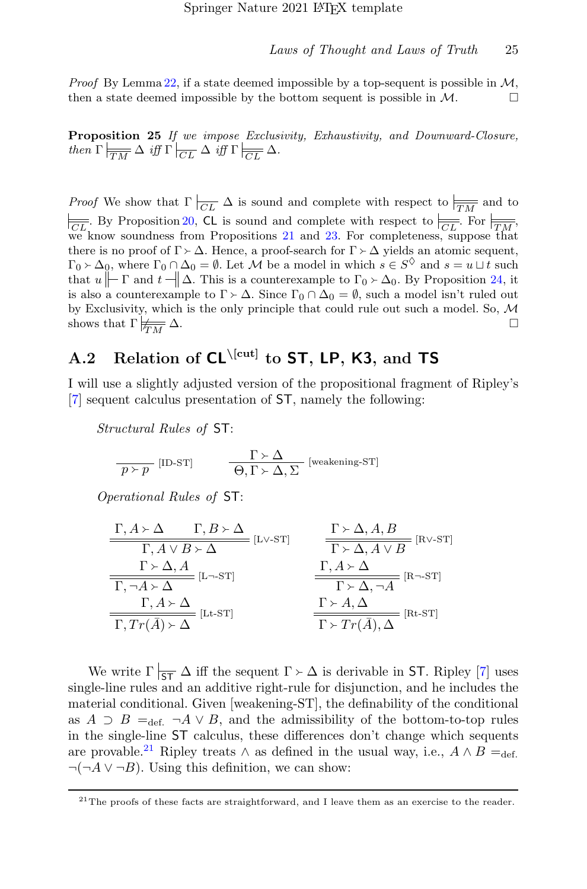*Proof* By Lemma 22, if a state deemed impossible by a top-sequent is possible in $\mathcal{M}$, then a state deemed impossible by the bottom sequent is possible in $\mathcal{M}$. □

**Proposition 25** *If we impose Exclusivity, Exhaustivity, and Downward-Closure, then* $\Gamma \mathrel{\substack{\models\\ \overline{TM}}} \Delta$ *iff* $\Gamma \mathrel{|\!\!\frac{}{CL}} \Delta$ *iff* $\Gamma \mathrel{\substack{\models\\ \overline{CL}}} \Delta$.

*Proof* We show that $\Gamma \mathrel{|\!\frac{}{CL}} \Delta$ is sound and complete with respect to $\models_{\overline{TM}}$ and to $\models_{\overline{CL}}$. By Proposition 20, $\mathsf{CL}$ is sound and complete with respect to $\models_{\overline{CL}}$. For $\models_{\overline{TM}}$, we know soundness from Propositions 21 and 23. For completeness, suppose that there is no proof of $\Gamma \succ \Delta$. Hence, a proof-search for $\Gamma \succ \Delta$ yields an atomic sequent, $\Gamma_0 \succ \Delta_0$, where $\Gamma_0 \cap \Delta_0 = \emptyset$. Let $\mathcal{M}$ be a model in which $s \in S^{\Diamond}$ and $s = u \sqcup t$ such that $u \Vdash \Gamma$ and $t \dashv\!\!\| \Delta$. This is a counterexample to $\Gamma_0 \succ \Delta_0$. By Proposition 24, it is also a counterexample to $\Gamma \succ \Delta$. Since $\Gamma_0 \cap \Delta_0 = \emptyset$, such a model isn't ruled out by Exclusivity, which is the only principle that could rule out such a model. So, $\mathcal{M}$ shows that $\Gamma \not\models_{\overline{TM}} \Delta$. □

## A.2 Relation of $\mathsf{CL}^{\setminus[\text{cut}]}$ to $\mathsf{ST}$, $\mathsf{LP}$, $\mathsf{K3}$, and $\mathsf{TS}$

I will use a slightly adjusted version of the propositional fragment of Ripley's [7] sequent calculus presentation of $\mathsf{ST}$, namely the following:

*Structural Rules of* $\mathsf{ST}$:

$$\frac{}{p \succ p}\ [\text{ID-ST}] \qquad \frac{\Gamma \succ \Delta}{\Theta, \Gamma \succ \Delta, \Sigma}\ [\text{weakening-ST}]$$

*Operational Rules of* $\mathsf{ST}$:

$$\frac{\Gamma, A \succ \Delta \qquad \Gamma, B \succ \Delta}{\Gamma, A \vee B \succ \Delta}\ [\text{L}\vee\text{-ST}] \qquad \frac{\Gamma \succ \Delta, A, B}{\Gamma \succ \Delta, A \vee B}\ [\text{R}\vee\text{-ST}]$$

$$\frac{\Gamma \succ \Delta, A}{\Gamma, \neg A \succ \Delta}\ [\text{L}\neg\text{-ST}] \qquad \frac{\Gamma, A \succ \Delta}{\Gamma \succ \Delta, \neg A}\ [\text{R}\neg\text{-ST}]$$

$$\frac{\Gamma, A \succ \Delta}{\Gamma, Tr(\bar{A}) \succ \Delta}\ [\text{Lt-ST}] \qquad \frac{\Gamma \succ A, \Delta}{\Gamma \succ Tr(\bar{A}), \Delta}\ [\text{Rt-ST}]$$

We write $\Gamma \mathrel{|\!\frac{}{\mathsf{ST}}} \Delta$ iff the sequent $\Gamma \succ \Delta$ is derivable in $\mathsf{ST}$. Ripley [7] uses single-line rules and an additive right-rule for disjunction, and he includes the material conditional. Given [weakening-ST], the definability of the conditional as $A \supset B =_{\text{def.}} \neg A \vee B$, and the admissibility of the bottom-to-top rules in the single-line $\mathsf{ST}$ calculus, these differences don't change which sequents are provable.[21] Ripley treats $\wedge$ as defined in the usual way, i.e., $A \wedge B =_{\text{def.}} \neg(\neg A \vee \neg B)$. Using this definition, we can show:

[21] The proofs of these facts are straightforward, and I leave them as an exercise to the reader.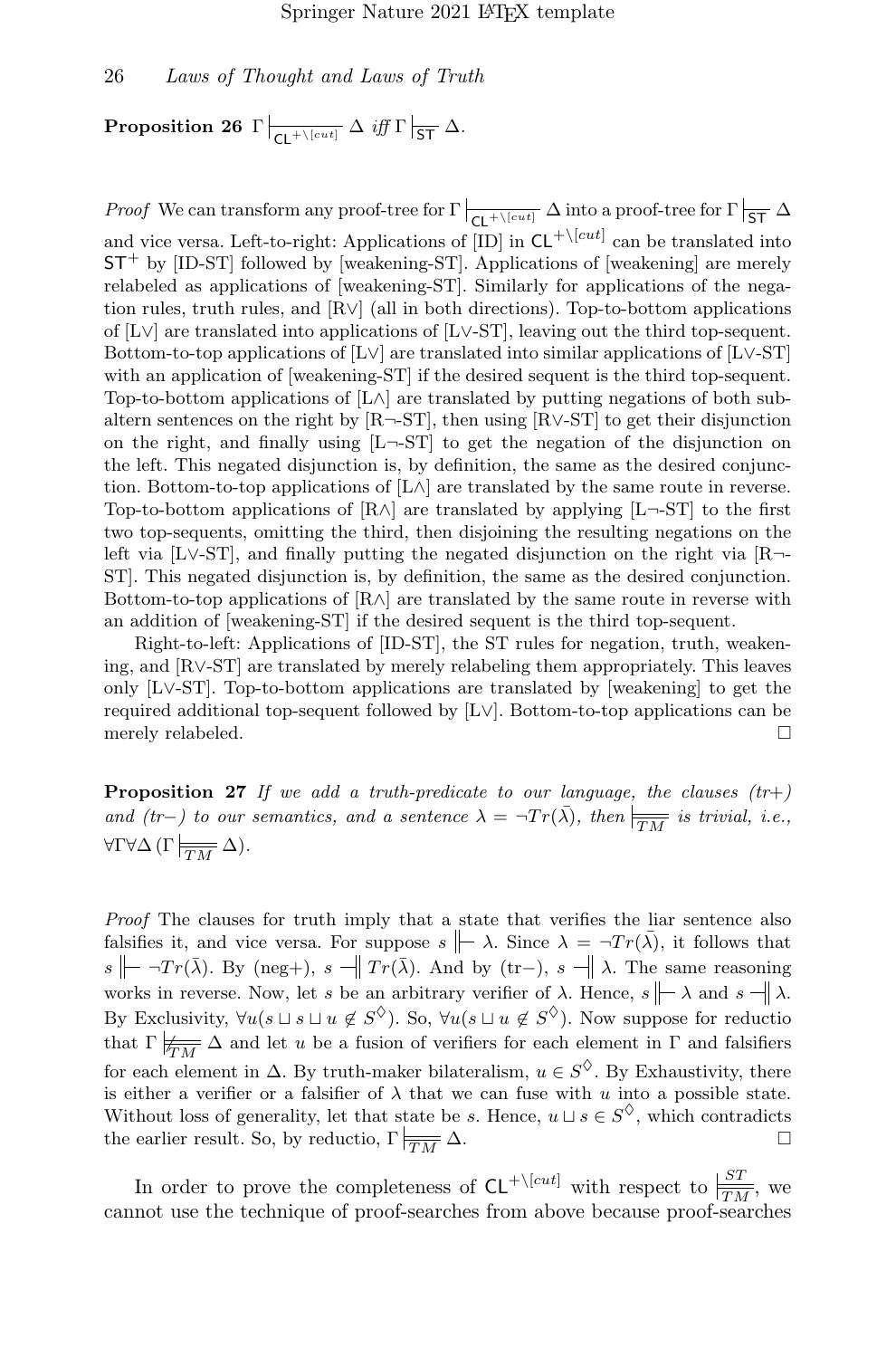**Proposition 26** $\Gamma \mid_{\overline{\mathsf{CL}^{+\setminus[cut]}}} \Delta$ *iff* $\Gamma \mid_{\overline{\mathsf{ST}}} \Delta$.

*Proof* We can transform any proof-tree for $\Gamma \mid_{\overline{\mathsf{CL}^{+\setminus[cut]}}} \Delta$ into a proof-tree for $\Gamma \mid_{\overline{\mathsf{ST}}} \Delta$ and vice versa. Left-to-right: Applications of [ID] in $\mathsf{CL}^{+\setminus[cut]}$ can be translated into $\mathsf{ST}^{+}$ by [ID-ST] followed by [weakening-ST]. Applications of [weakening] are merely relabeled as applications of [weakening-ST]. Similarly for applications of the negation rules, truth rules, and [R∨] (all in both directions). Top-to-bottom applications of [L∨] are translated into applications of [L∨-ST], leaving out the third top-sequent. Bottom-to-top applications of [L∨] are translated into similar applications of [L∨-ST] with an application of [weakening-ST] if the desired sequent is the third top-sequent. Top-to-bottom applications of [L∧] are translated by putting negations of both subaltern sentences on the right by [R¬-ST], then using [R∨-ST] to get their disjunction on the right, and finally using [L¬-ST] to get the negation of the disjunction on the left. This negated disjunction is, by definition, the same as the desired conjunction. Bottom-to-top applications of [L∧] are translated by the same route in reverse. Top-to-bottom applications of [R∧] are translated by applying [L¬-ST] to the first two top-sequents, omitting the third, then disjoining the resulting negations on the left via [L∨-ST], and finally putting the negated disjunction on the right via [R¬-ST]. This negated disjunction is, by definition, the same as the desired conjunction. Bottom-to-top applications of [R∧] are translated by the same route in reverse with an addition of [weakening-ST] if the desired sequent is the third top-sequent.

Right-to-left: Applications of [ID-ST], the ST rules for negation, truth, weakening, and [R∨-ST] are translated by merely relabeling them appropriately. This leaves only [L∨-ST]. Top-to-bottom applications are translated by [weakening] to get the required additional top-sequent followed by [L∨]. Bottom-to-top applications can be merely relabeled. □

**Proposition 27** *If we add a truth-predicate to our language, the clauses (tr+) and (tr−) to our semantics, and a sentence* $\lambda = \neg Tr(\bar{\lambda})$*, then* $\models_{\overline{TM}}$ *is trivial, i.e.,* $\forall\Gamma\forall\Delta\,(\Gamma \models_{\overline{TM}} \Delta)$.

*Proof* The clauses for truth imply that a state that verifies the liar sentence also falsifies it, and vice versa. For suppose $s \Vdash \lambda$. Since $\lambda = \neg Tr(\bar{\lambda})$, it follows that $s \Vdash \neg Tr(\bar{\lambda})$. By (neg+), $s \dashv\!\!| \; Tr(\bar{\lambda})$. And by (tr−), $s \dashv\!\!| \; \lambda$. The same reasoning works in reverse. Now, let $s$ be an arbitrary verifier of $\lambda$. Hence, $s \Vdash \lambda$ and $s \dashv\!\!| \; \lambda$. By Exclusivity, $\forall u(s \sqcup s \sqcup u \notin S^{\Diamond})$. So, $\forall u(s \sqcup u \notin S^{\Diamond})$. Now suppose for reductio that $\Gamma \not\models_{\overline{TM}} \Delta$ and let $u$ be a fusion of verifiers for each element in $\Gamma$ and falsifiers for each element in $\Delta$. By truth-maker bilateralism, $u \in S^{\Diamond}$. By Exhaustivity, there is either a verifier or a falsifier of $\lambda$ that we can fuse with $u$ into a possible state. Without loss of generality, let that state be $s$. Hence, $u \sqcup s \in S^{\Diamond}$, which contradicts the earlier result. So, by reductio, $\Gamma \models_{\overline{TM}} \Delta$. □

In order to prove the completeness of $\mathsf{CL}^{+\setminus[cut]}$ with respect to $\models^{ST}_{\overline{TM}}$, we cannot use the technique of proof-searches from above because proof-searches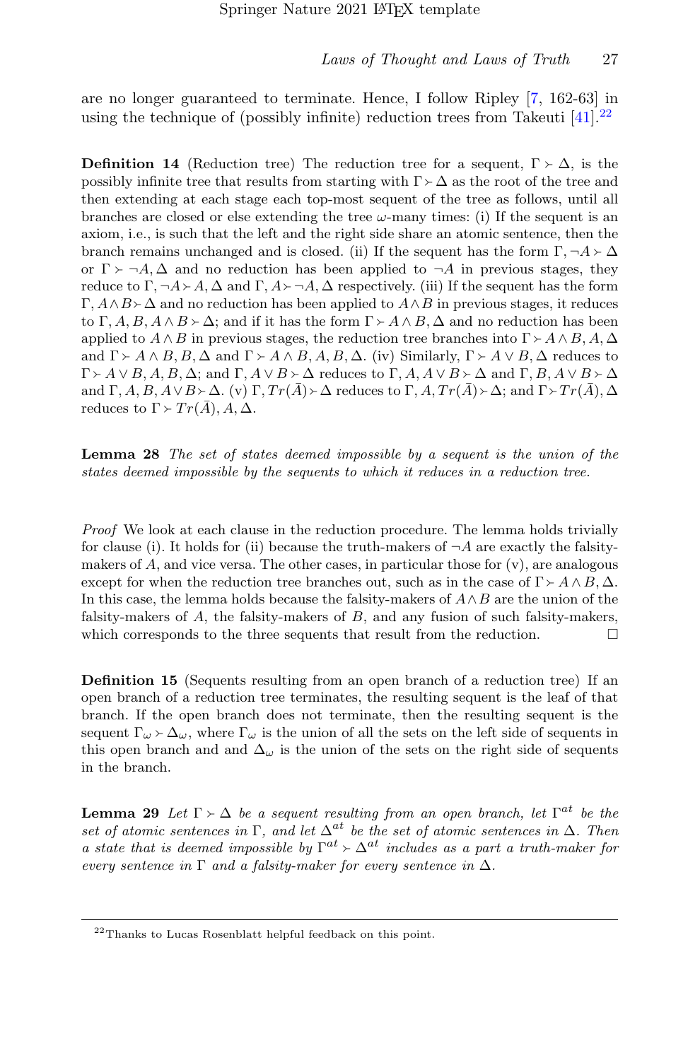are no longer guaranteed to terminate. Hence, I follow Ripley [7, 162-63] in using the technique of (possibly infinite) reduction trees from Takeuti [41].[22]

**Definition 14** (Reduction tree) The reduction tree for a sequent, $\Gamma \succ \Delta$, is the possibly infinite tree that results from starting with $\Gamma \succ \Delta$ as the root of the tree and then extending at each stage each top-most sequent of the tree as follows, until all branches are closed or else extending the tree $\omega$-many times: (i) If the sequent is an axiom, i.e., is such that the left and the right side share an atomic sentence, then the branch remains unchanged and is closed. (ii) If the sequent has the form $\Gamma, \neg A \succ \Delta$ or $\Gamma \succ \neg A, \Delta$ and no reduction has been applied to $\neg A$ in previous stages, they reduce to $\Gamma, \neg A \succ A, \Delta$ and $\Gamma, A \succ \neg A, \Delta$ respectively. (iii) If the sequent has the form $\Gamma, A \wedge B \succ \Delta$ and no reduction has been applied to $A \wedge B$ in previous stages, it reduces to $\Gamma, A, B, A \wedge B \succ \Delta$; and if it has the form $\Gamma \succ A \wedge B, \Delta$ and no reduction has been applied to $A \wedge B$ in previous stages, the reduction tree branches into $\Gamma \succ A \wedge B, A, \Delta$ and $\Gamma \succ A \wedge B, B, \Delta$ and $\Gamma \succ A \wedge B, A, B, \Delta$. (iv) Similarly, $\Gamma \succ A \vee B, \Delta$ reduces to $\Gamma \succ A \vee B, A, B, \Delta$; and $\Gamma, A \vee B \succ \Delta$ reduces to $\Gamma, A, A \vee B \succ \Delta$ and $\Gamma, B, A \vee B \succ \Delta$ and $\Gamma, A, B, A \vee B \succ \Delta$. (v) $\Gamma, Tr(\bar{A}) \succ \Delta$ reduces to $\Gamma, A, Tr(\bar{A}) \succ \Delta$; and $\Gamma \succ Tr(\bar{A}), \Delta$ reduces to $\Gamma \succ Tr(\bar{A}), A, \Delta$.

**Lemma 28** *The set of states deemed impossible by a sequent is the union of the states deemed impossible by the sequents to which it reduces in a reduction tree.*

*Proof* We look at each clause in the reduction procedure. The lemma holds trivially for clause (i). It holds for (ii) because the truth-makers of $\neg A$ are exactly the falsity-makers of $A$, and vice versa. The other cases, in particular those for (v), are analogous except for when the reduction tree branches out, such as in the case of $\Gamma \succ A \wedge B, \Delta$. In this case, the lemma holds because the falsity-makers of $A \wedge B$ are the union of the falsity-makers of $A$, the falsity-makers of $B$, and any fusion of such falsity-makers, which corresponds to the three sequents that result from the reduction. □

**Definition 15** (Sequents resulting from an open branch of a reduction tree) If an open branch of a reduction tree terminates, the resulting sequent is the leaf of that branch. If the open branch does not terminate, then the resulting sequent is the sequent $\Gamma_\omega \succ \Delta_\omega$, where $\Gamma_\omega$ is the union of all the sets on the left side of sequents in this open branch and $\Delta_\omega$ is the union of the sets on the right side of sequents in the branch.

**Lemma 29** *Let $\Gamma \succ \Delta$ be a sequent resulting from an open branch, let $\Gamma^{at}$ be the set of atomic sentences in $\Gamma$, and let $\Delta^{at}$ be the set of atomic sentences in $\Delta$. Then a state that is deemed impossible by $\Gamma^{at} \succ \Delta^{at}$ includes as a part a truth-maker for every sentence in $\Gamma$ and a falsity-maker for every sentence in $\Delta$.*

[22] Thanks to Lucas Rosenblatt helpful feedback on this point.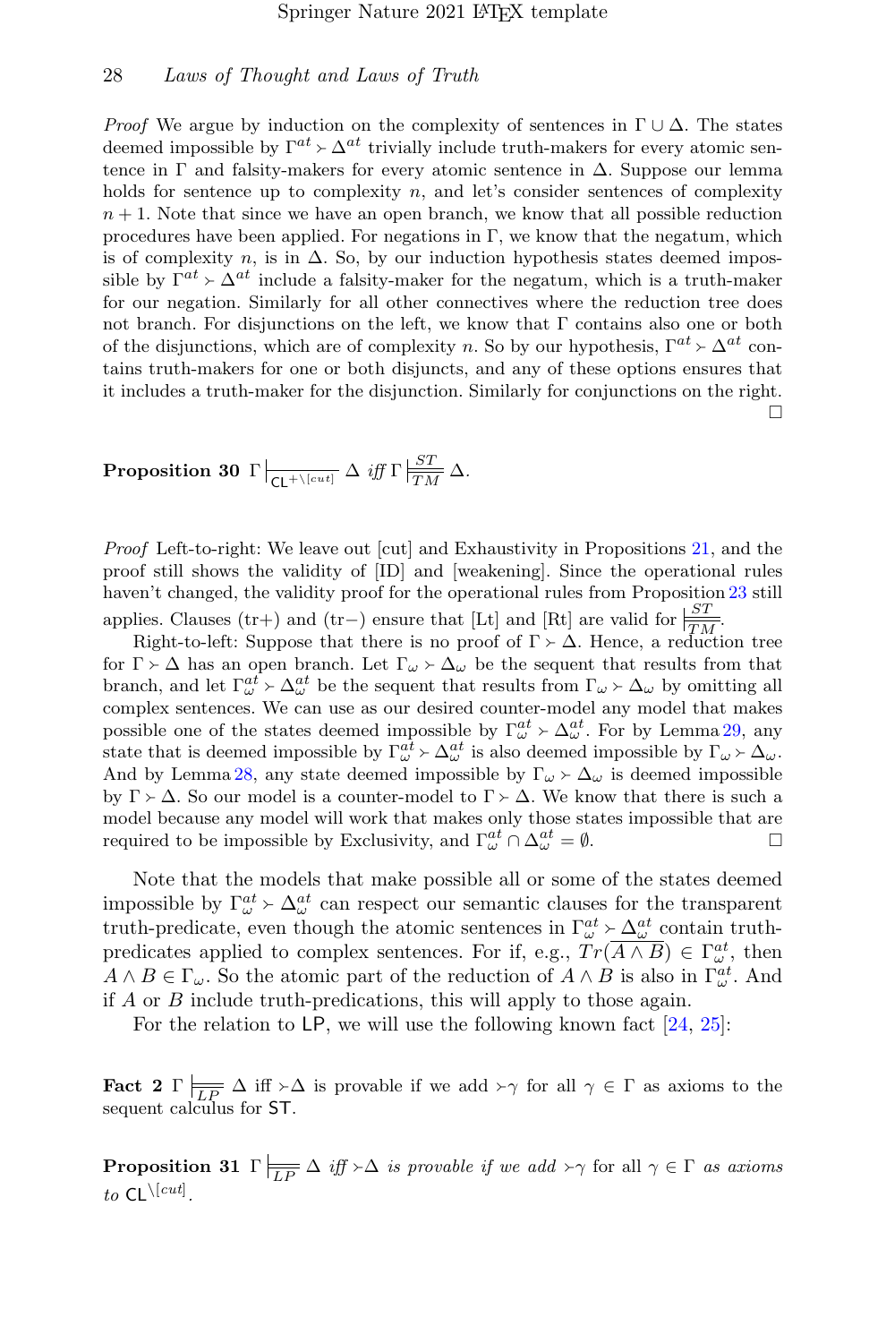*Proof* We argue by induction on the complexity of sentences in $\Gamma \cup \Delta$. The states deemed impossible by $\Gamma^{at} \succ \Delta^{at}$ trivially include truth-makers for every atomic sentence in $\Gamma$ and falsity-makers for every atomic sentence in $\Delta$. Suppose our lemma holds for sentence up to complexity $n$, and let's consider sentences of complexity $n+1$. Note that since we have an open branch, we know that all possible reduction procedures have been applied. For negations in $\Gamma$, we know that the negatum, which is of complexity $n$, is in $\Delta$. So, by our induction hypothesis states deemed impossible by $\Gamma^{at} \succ \Delta^{at}$ include a falsity-maker for the negatum, which is a truth-maker for our negation. Similarly for all other connectives where the reduction tree does not branch. For disjunctions on the left, we know that $\Gamma$ contains also one or both of the disjunctions, which are of complexity $n$. So by our hypothesis, $\Gamma^{at} \succ \Delta^{at}$ contains truth-makers for one or both disjuncts, and any of these options ensures that it includes a truth-maker for the disjunction. Similarly for conjunctions on the right. □

**Proposition 30** $\Gamma \vdash_{\mathsf{CL}^{+\setminus[cut]}} \Delta$ *iff* $\Gamma \models^{ST}_{TM} \Delta$.

*Proof* Left-to-right: We leave out [cut] and Exhaustivity in Propositions 21, and the proof still shows the validity of [ID] and [weakening]. Since the operational rules haven't changed, the validity proof for the operational rules from Proposition 23 still applies. Clauses (tr+) and (tr−) ensure that [Lt] and [Rt] are valid for $\models^{ST}_{TM}$.

Right-to-left: Suppose that there is no proof of $\Gamma \succ \Delta$. Hence, a reduction tree for $\Gamma \succ \Delta$ has an open branch. Let $\Gamma_\omega \succ \Delta_\omega$ be the sequent that results from that branch, and let $\Gamma^{at}_\omega \succ \Delta^{at}_\omega$ be the sequent that results from $\Gamma_\omega \succ \Delta_\omega$ by omitting all complex sentences. We can use as our desired counter-model any model that makes possible one of the states deemed impossible by $\Gamma^{at}_\omega \succ \Delta^{at}_\omega$. For by Lemma 29, any state that is deemed impossible by $\Gamma^{at}_\omega \succ \Delta^{at}_\omega$ is also deemed impossible by $\Gamma_\omega \succ \Delta_\omega$. And by Lemma 28, any state deemed impossible by $\Gamma_\omega \succ \Delta_\omega$ is deemed impossible by $\Gamma \succ \Delta$. So our model is a counter-model to $\Gamma \succ \Delta$. We know that there is such a model because any model will work that makes only those states impossible that are required to be impossible by Exclusivity, and $\Gamma^{at}_\omega \cap \Delta^{at}_\omega = \emptyset$. □

Note that the models that make possible all or some of the states deemed impossible by $\Gamma^{at}_\omega \succ \Delta^{at}_\omega$ can respect our semantic clauses for the transparent truth-predicate, even though the atomic sentences in $\Gamma^{at}_\omega \succ \Delta^{at}_\omega$ contain truth-predicates applied to complex sentences. For if, e.g., $Tr(\overline{A \wedge B}) \in \Gamma^{at}_\omega$, then $A \wedge B \in \Gamma_\omega$. So the atomic part of the reduction of $A \wedge B$ is also in $\Gamma^{at}_\omega$. And if $A$ or $B$ include truth-predications, this will apply to those again.

For the relation to $\mathsf{LP}$, we will use the following known fact [24, 25]:

**Fact 2** $\Gamma \models_{LP} \Delta$ iff $\succ\Delta$ is provable if we add $\succ\gamma$ for all $\gamma \in \Gamma$ as axioms to the sequent calculus for $\mathsf{ST}$.

**Proposition 31** $\Gamma \models_{LP} \Delta$ *iff* $\succ\Delta$ *is provable if we add* $\succ\gamma$ for all $\gamma \in \Gamma$ *as axioms to* $\mathsf{CL}^{\setminus[cut]}$.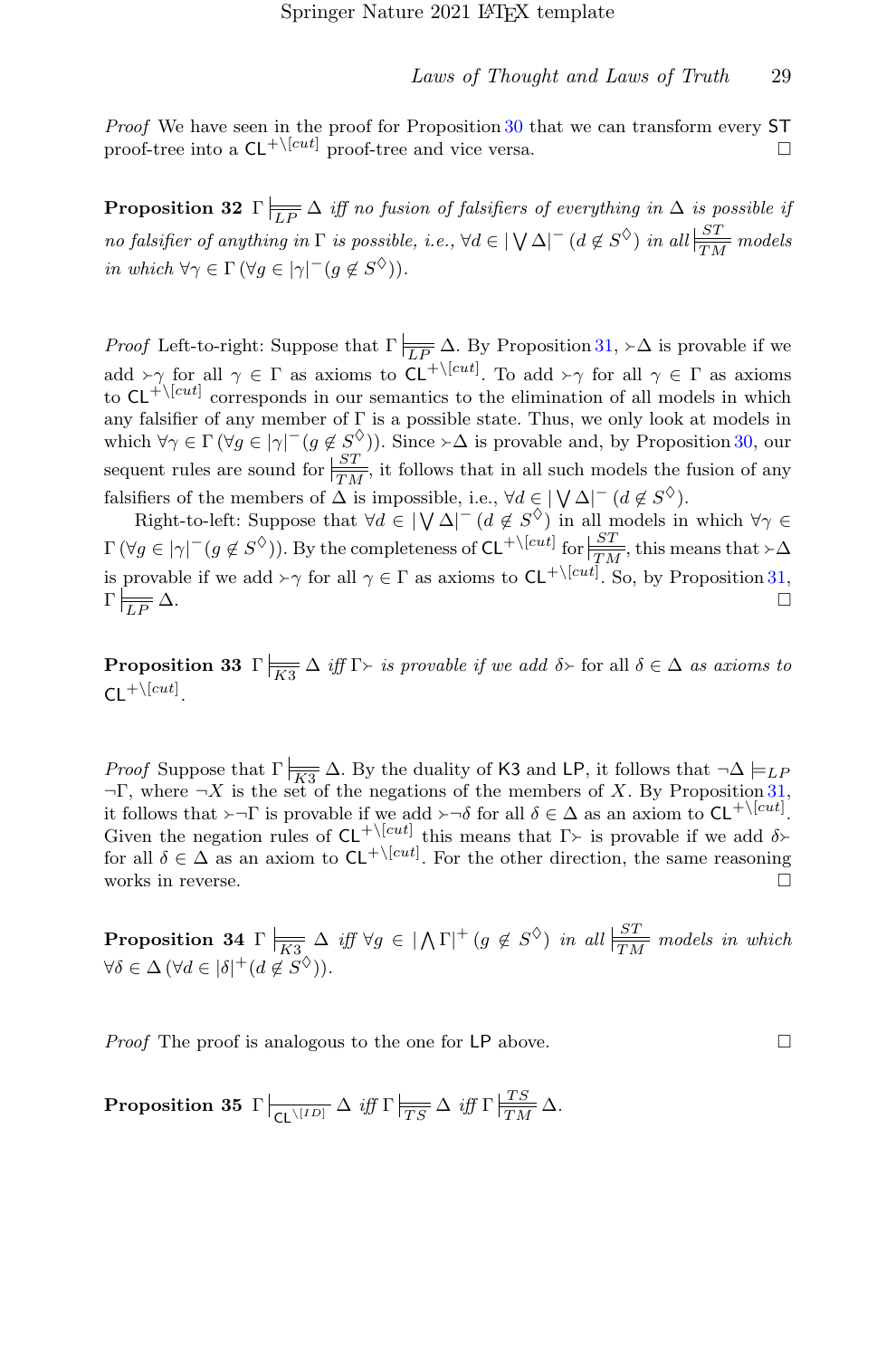*Proof* We have seen in the proof for Proposition 30 that we can transform every $\mathsf{ST}$ proof-tree into a $\mathsf{CL}^{+\setminus[cut]}$ proof-tree and vice versa. $\square$

**Proposition 32** *$\Gamma \models_{\overline{LP}} \Delta$ iff no fusion of falsifiers of everything in $\Delta$ is possible if no falsifier of anything in $\Gamma$ is possible, i.e., $\forall d \in |\bigvee \Delta|^- \, (d \notin S^\Diamond)$ in all $\models^{ST}_{TM}$ models in which $\forall \gamma \in \Gamma \, (\forall g \in |\gamma|^- (g \notin S^\Diamond))$.*

*Proof* Left-to-right: Suppose that $\Gamma \models_{\overline{LP}} \Delta$. By Proposition 31, $\succ\Delta$ is provable if we add $\succ\gamma$ for all $\gamma \in \Gamma$ as axioms to $\mathsf{CL}^{+\setminus[cut]}$. To add $\succ\gamma$ for all $\gamma \in \Gamma$ as axioms to $\mathsf{CL}^{+\setminus[cut]}$ corresponds in our semantics to the elimination of all models in which any falsifier of any member of $\Gamma$ is a possible state. Thus, we only look at models in which $\forall \gamma \in \Gamma \, (\forall g \in |\gamma|^- (g \notin S^\Diamond))$. Since $\succ\Delta$ is provable and, by Proposition 30, our sequent rules are sound for $\models^{ST}_{TM}$, it follows that in all such models the fusion of any falsifiers of the members of $\Delta$ is impossible, i.e., $\forall d \in |\bigvee \Delta|^- \, (d \notin S^\Diamond)$.

Right-to-left: Suppose that $\forall d \in |\bigvee \Delta|^- \, (d \notin S^\Diamond)$ in all models in which $\forall \gamma \in \Gamma \, (\forall g \in |\gamma|^- (g \notin S^\Diamond))$. By the completeness of $\mathsf{CL}^{+\setminus[cut]}$ for $\models^{ST}_{TM}$, this means that $\succ\Delta$ is provable if we add $\succ\gamma$ for all $\gamma \in \Gamma$ as axioms to $\mathsf{CL}^{+\setminus[cut]}$. So, by Proposition 31, $\Gamma \models_{\overline{LP}} \Delta$. $\square$

**Proposition 33** *$\Gamma \models_{\overline{K3}} \Delta$ iff $\Gamma\succ$ is provable if we add $\delta\succ$* for all $\delta \in \Delta$ *as axioms to $\mathsf{CL}^{+\setminus[cut]}$.*

*Proof* Suppose that $\Gamma \models_{\overline{K3}} \Delta$. By the duality of $\mathsf{K3}$ and $\mathsf{LP}$, it follows that $\neg\Delta \models_{LP} \neg\Gamma$, where $\neg X$ is the set of the negations of the members of $X$. By Proposition 31, it follows that $\succ\neg\Gamma$ is provable if we add $\succ\neg\delta$ for all $\delta \in \Delta$ as an axiom to $\mathsf{CL}^{+\setminus[cut]}$. Given the negation rules of $\mathsf{CL}^{+\setminus[cut]}$ this means that $\Gamma\succ$ is provable if we add $\delta\succ$ for all $\delta \in \Delta$ as an axiom to $\mathsf{CL}^{+\setminus[cut]}$. For the other direction, the same reasoning works in reverse. $\square$

**Proposition 34** *$\Gamma \models_{\overline{K3}} \Delta$ iff $\forall g \in |\bigwedge \Gamma|^+ \, (g \notin S^\Diamond)$ in all $\models^{ST}_{TM}$ models in which $\forall \delta \in \Delta \, (\forall d \in |\delta|^+ (d \notin S^\Diamond))$.*

*Proof* The proof is analogous to the one for $\mathsf{LP}$ above. $\square$

**Proposition 35** *$\Gamma \vdash_{\mathsf{CL}^{\setminus[ID]}} \Delta$ iff $\Gamma \models_{\overline{TS}} \Delta$ iff $\Gamma \models^{TS}_{TM} \Delta$.*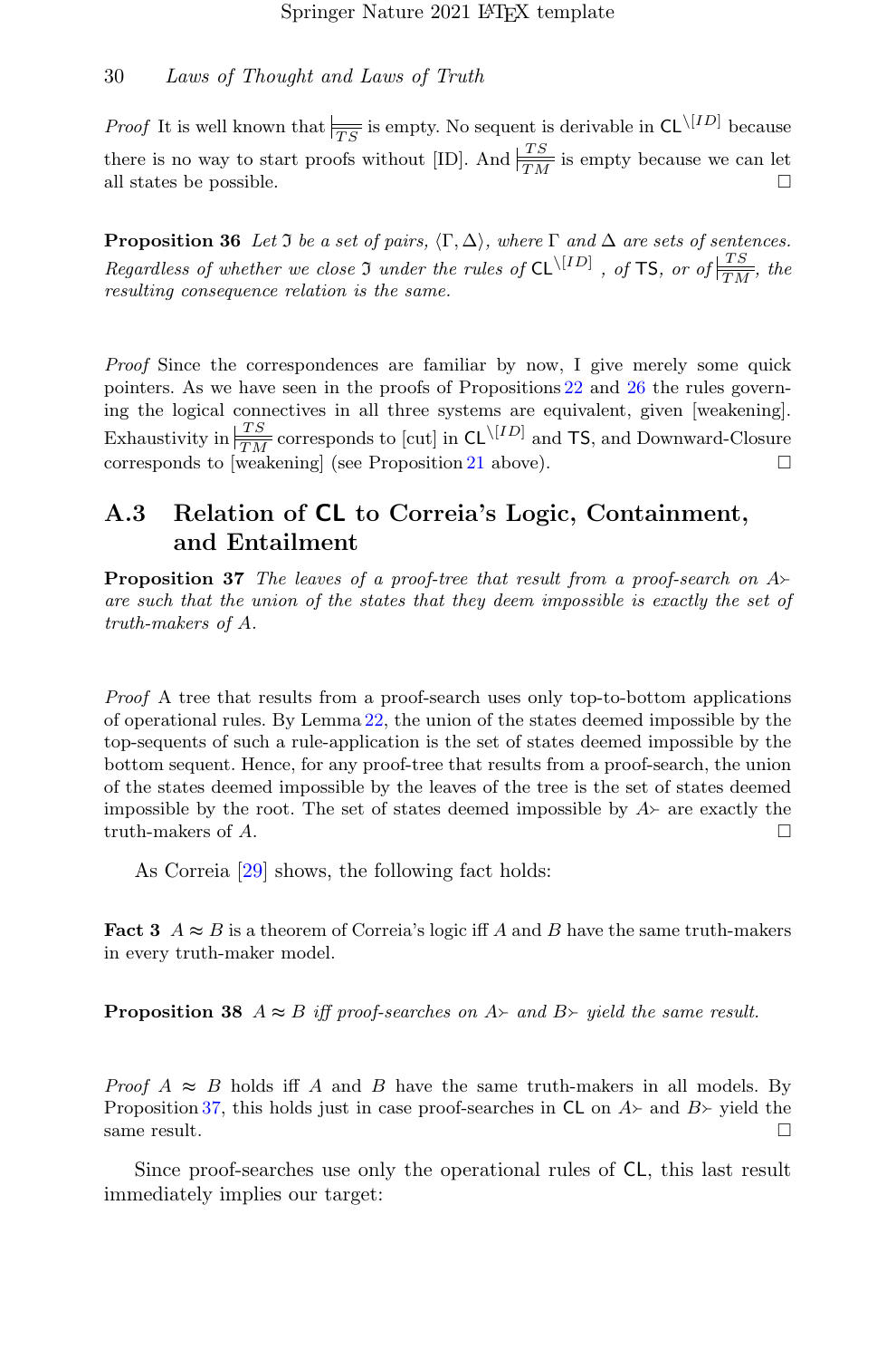*Proof* It is well known that $\models_{\overline{TS}}$ is empty. No sequent is derivable in $\mathsf{CL}^{\setminus[ID]}$ because there is no way to start proofs without [ID]. And $\models\frac{TS}{TM}$ is empty because we can let all states be possible. □

**Proposition 36** *Let $\mathfrak{I}$ be a set of pairs, $\langle\Gamma, \Delta\rangle$, where $\Gamma$ and $\Delta$ are sets of sentences. Regardless of whether we close $\mathfrak{I}$ under the rules of $\mathsf{CL}^{\setminus[ID]}$ , of $\mathsf{TS}$, or of $\models\frac{TS}{TM}$, the resulting consequence relation is the same.*

*Proof* Since the correspondences are familiar by now, I give merely some quick pointers. As we have seen in the proofs of Propositions 22 and 26 the rules governing the logical connectives in all three systems are equivalent, given [weakening]. Exhaustivity in $\models\frac{TS}{TM}$ corresponds to [cut] in $\mathsf{CL}^{\setminus[ID]}$ and $\mathsf{TS}$, and Downward-Closure corresponds to [weakening] (see Proposition 21 above). □

## A.3 Relation of CL to Correia's Logic, Containment, and Entailment

**Proposition 37** *The leaves of a proof-tree that result from a proof-search on $A\succ$ are such that the union of the states that they deem impossible is exactly the set of truth-makers of $A$.*

*Proof* A tree that results from a proof-search uses only top-to-bottom applications of operational rules. By Lemma 22, the union of the states deemed impossible by the top-sequents of such a rule-application is the set of states deemed impossible by the bottom sequent. Hence, for any proof-tree that results from a proof-search, the union of the states deemed impossible by the leaves of the tree is the set of states deemed impossible by the root. The set of states deemed impossible by $A\succ$ are exactly the truth-makers of $A$. □

As Correia [29] shows, the following fact holds:

**Fact 3** $A \approx B$ is a theorem of Correia's logic iff $A$ and $B$ have the same truth-makers in every truth-maker model.

**Proposition 38** *$A \approx B$ iff proof-searches on $A\succ$ and $B\succ$ yield the same result.*

*Proof* $A \approx B$ holds iff $A$ and $B$ have the same truth-makers in all models. By Proposition 37, this holds just in case proof-searches in $\mathsf{CL}$ on $A\succ$ and $B\succ$ yield the same result. □

Since proof-searches use only the operational rules of $\mathsf{CL}$, this last result immediately implies our target: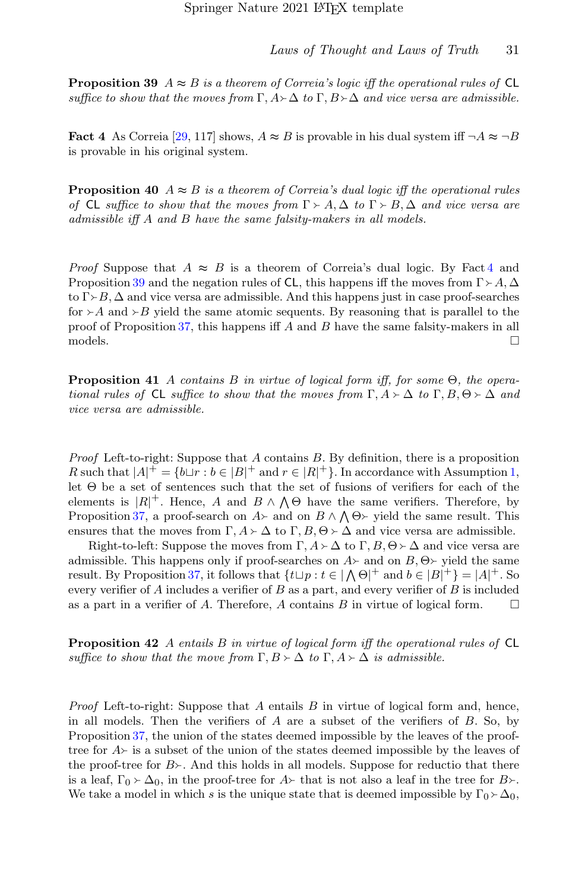**Proposition 39** *$A \approx B$ is a theorem of Correia's logic iff the operational rules of* CL *suffice to show that the moves from $\Gamma, A \succ \Delta$ to $\Gamma, B \succ \Delta$ and vice versa are admissible.*

**Fact 4** As Correia [29, 117] shows, $A \approx B$ is provable in his dual system iff $\neg A \approx \neg B$ is provable in his original system.

**Proposition 40** *$A \approx B$ is a theorem of Correia's dual logic iff the operational rules of* CL *suffice to show that the moves from $\Gamma \succ A, \Delta$ to $\Gamma \succ B, \Delta$ and vice versa are admissible iff $A$ and $B$ have the same falsity-makers in all models.*

*Proof* Suppose that $A \approx B$ is a theorem of Correia's dual logic. By Fact 4 and Proposition 39 and the negation rules of CL, this happens iff the moves from $\Gamma \succ A, \Delta$ to $\Gamma \succ B, \Delta$ and vice versa are admissible. And this happens just in case proof-searches for $\succ A$ and $\succ B$ yield the same atomic sequents. By reasoning that is parallel to the proof of Proposition 37, this happens iff $A$ and $B$ have the same falsity-makers in all models. □

**Proposition 41** *$A$ contains $B$ in virtue of logical form iff, for some $\Theta$, the operational rules of* CL *suffice to show that the moves from $\Gamma, A \succ \Delta$ to $\Gamma, B, \Theta \succ \Delta$ and vice versa are admissible.*

*Proof* Left-to-right: Suppose that $A$ contains $B$. By definition, there is a proposition $R$ such that $|A|^+ = \{b \sqcup r : b \in |B|^+ \text{ and } r \in |R|^+\}$. In accordance with Assumption 1, let $\Theta$ be a set of sentences such that the set of fusions of verifiers for each of the elements is $|R|^+$. Hence, $A$ and $B \wedge \bigwedge \Theta$ have the same verifiers. Therefore, by Proposition 37, a proof-search on $A\succ$ and on $B \wedge \bigwedge \Theta\succ$ yield the same result. This ensures that the moves from $\Gamma, A \succ \Delta$ to $\Gamma, B, \Theta \succ \Delta$ and vice versa are admissible.

Right-to-left: Suppose the moves from $\Gamma, A \succ \Delta$ to $\Gamma, B, \Theta \succ \Delta$ and vice versa are admissible. This happens only if proof-searches on $A\succ$ and on $B, \Theta\succ$ yield the same result. By Proposition 37, it follows that $\{t \sqcup p : t \in |\bigwedge \Theta|^+ \text{ and } b \in |B|^+\} = |A|^+$. So every verifier of $A$ includes a verifier of $B$ as a part, and every verifier of $B$ is included as a part in a verifier of $A$. Therefore, $A$ contains $B$ in virtue of logical form. □

**Proposition 42** *$A$ entails $B$ in virtue of logical form iff the operational rules of* CL *suffice to show that the move from $\Gamma, B \succ \Delta$ to $\Gamma, A \succ \Delta$ is admissible.*

*Proof* Left-to-right: Suppose that $A$ entails $B$ in virtue of logical form and, hence, in all models. Then the verifiers of $A$ are a subset of the verifiers of $B$. So, by Proposition 37, the union of the states deemed impossible by the leaves of the proof-tree for $A\succ$ is a subset of the union of the states deemed impossible by the leaves of the proof-tree for $B\succ$. And this holds in all models. Suppose for reductio that there is a leaf, $\Gamma_0 \succ \Delta_0$, in the proof-tree for $A\succ$ that is not also a leaf in the tree for $B\succ$. We take a model in which $s$ is the unique state that is deemed impossible by $\Gamma_0 \succ \Delta_0$,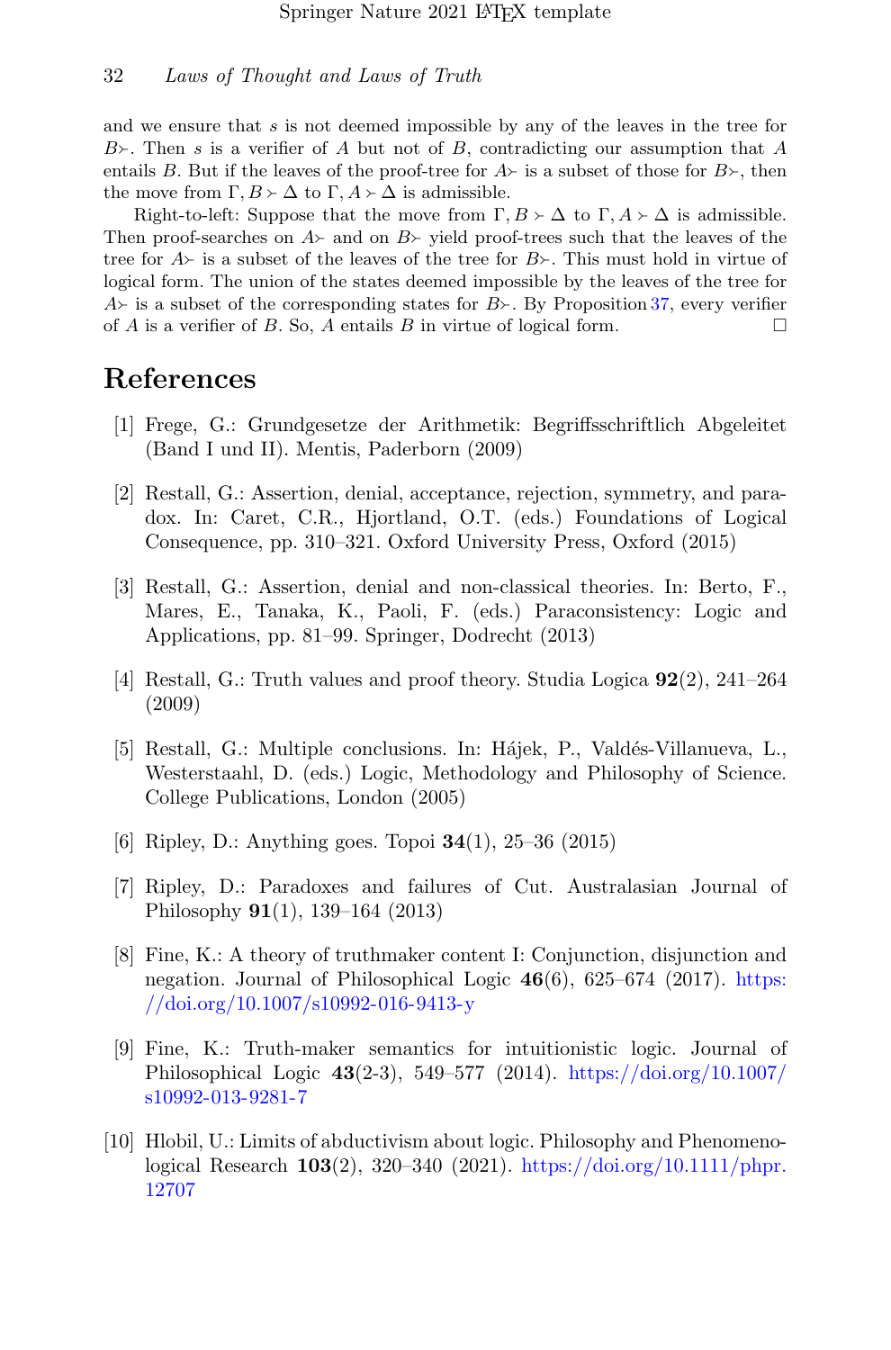and we ensure that $s$ is not deemed impossible by any of the leaves in the tree for $B\succ$. Then $s$ is a verifier of $A$ but not of $B$, contradicting our assumption that $A$ entails $B$. But if the leaves of the proof-tree for $A\succ$ is a subset of those for $B\succ$, then the move from $\Gamma, B \succ \Delta$ to $\Gamma, A \succ \Delta$ is admissible.

Right-to-left: Suppose that the move from $\Gamma, B \succ \Delta$ to $\Gamma, A \succ \Delta$ is admissible. Then proof-searches on $A\succ$ and on $B\succ$ yield proof-trees such that the leaves of the tree for $A\succ$ is a subset of the leaves of the tree for $B\succ$. This must hold in virtue of logical form. The union of the states deemed impossible by the leaves of the tree for $A\succ$ is a subset of the corresponding states for $B\succ$. By Proposition 37, every verifier of $A$ is a verifier of $B$. So, $A$ entails $B$ in virtue of logical form. □

# References

[1] Frege, G.: Grundgesetze der Arithmetik: Begriffsschriftlich Abgeleitet (Band I und II). Mentis, Paderborn (2009)

[2] Restall, G.: Assertion, denial, acceptance, rejection, symmetry, and paradox. In: Caret, C.R., Hjortland, O.T. (eds.) Foundations of Logical Consequence, pp. 310–321. Oxford University Press, Oxford (2015)

[3] Restall, G.: Assertion, denial and non-classical theories. In: Berto, F., Mares, E., Tanaka, K., Paoli, F. (eds.) Paraconsistency: Logic and Applications, pp. 81–99. Springer, Dodrecht (2013)

[4] Restall, G.: Truth values and proof theory. Studia Logica **92**(2), 241–264 (2009)

[5] Restall, G.: Multiple conclusions. In: Hájek, P., Valdés-Villanueva, L., Westerstaahl, D. (eds.) Logic, Methodology and Philosophy of Science. College Publications, London (2005)

[6] Ripley, D.: Anything goes. Topoi **34**(1), 25–36 (2015)

[7] Ripley, D.: Paradoxes and failures of Cut. Australasian Journal of Philosophy **91**(1), 139–164 (2013)

[8] Fine, K.: A theory of truthmaker content I: Conjunction, disjunction and negation. Journal of Philosophical Logic **46**(6), 625–674 (2017). https://doi.org/10.1007/s10992-016-9413-y

[9] Fine, K.: Truth-maker semantics for intuitionistic logic. Journal of Philosophical Logic **43**(2-3), 549–577 (2014). https://doi.org/10.1007/s10992-013-9281-7

[10] Hlobil, U.: Limits of abductivism about logic. Philosophy and Phenomenological Research **103**(2), 320–340 (2021). https://doi.org/10.1111/phpr.12707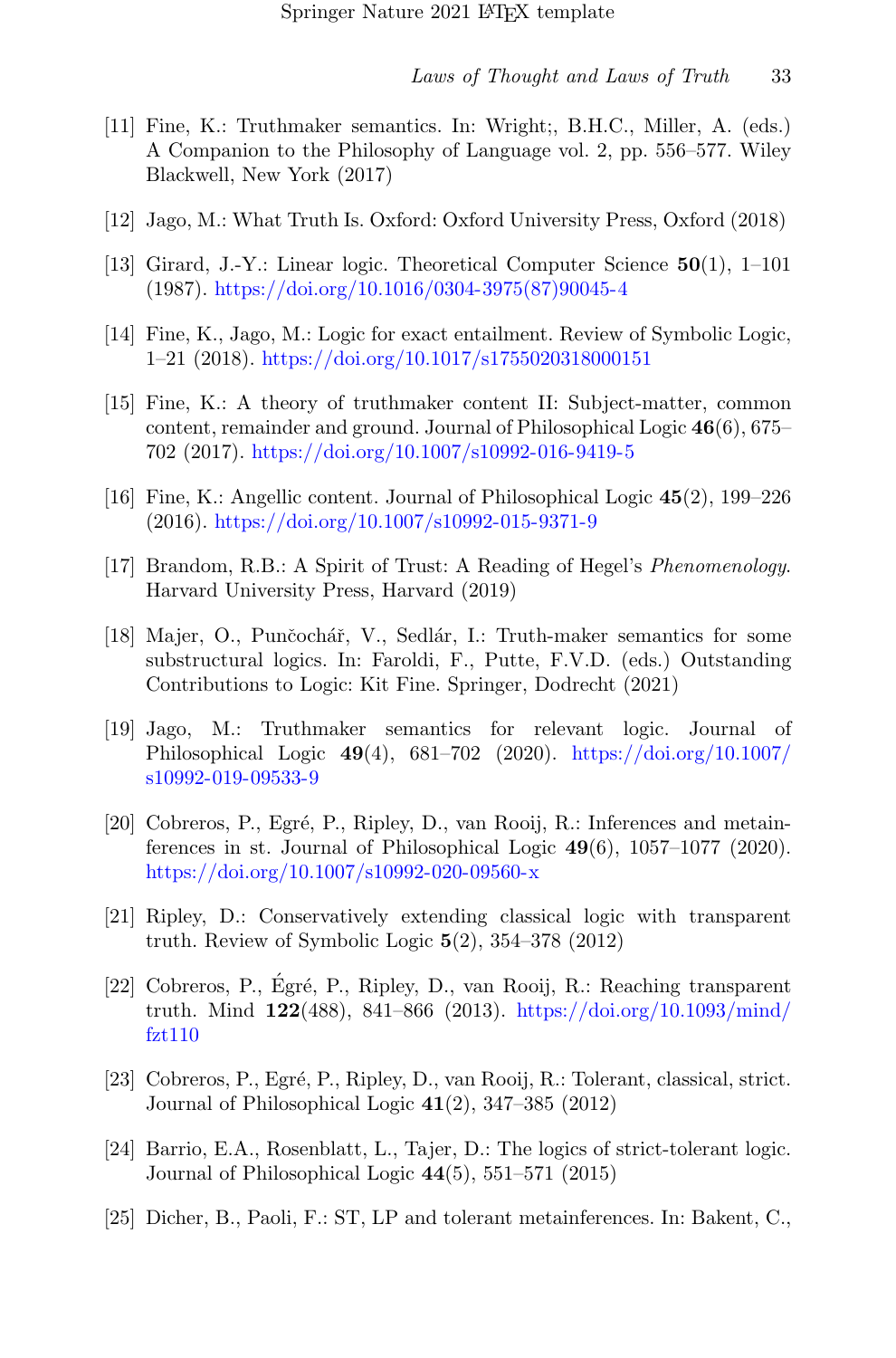[11] Fine, K.: Truthmaker semantics. In: Wright;, B.H.C., Miller, A. (eds.) A Companion to the Philosophy of Language vol. 2, pp. 556–577. Wiley Blackwell, New York (2017)

[12] Jago, M.: What Truth Is. Oxford: Oxford University Press, Oxford (2018)

[13] Girard, J.-Y.: Linear logic. Theoretical Computer Science **50**(1), 1–101 (1987). https://doi.org/10.1016/0304-3975(87)90045-4

[14] Fine, K., Jago, M.: Logic for exact entailment. Review of Symbolic Logic, 1–21 (2018). https://doi.org/10.1017/s1755020318000151

[15] Fine, K.: A theory of truthmaker content II: Subject-matter, common content, remainder and ground. Journal of Philosophical Logic **46**(6), 675–702 (2017). https://doi.org/10.1007/s10992-016-9419-5

[16] Fine, K.: Angellic content. Journal of Philosophical Logic **45**(2), 199–226 (2016). https://doi.org/10.1007/s10992-015-9371-9

[17] Brandom, R.B.: A Spirit of Trust: A Reading of Hegel's *Phenomenology*. Harvard University Press, Harvard (2019)

[18] Majer, O., Punčochář, V., Sedlár, I.: Truth-maker semantics for some substructural logics. In: Faroldi, F., Putte, F.V.D. (eds.) Outstanding Contributions to Logic: Kit Fine. Springer, Dodrecht (2021)

[19] Jago, M.: Truthmaker semantics for relevant logic. Journal of Philosophical Logic **49**(4), 681–702 (2020). https://doi.org/10.1007/s10992-019-09533-9

[20] Cobreros, P., Egré, P., Ripley, D., van Rooij, R.: Inferences and metainferences in st. Journal of Philosophical Logic **49**(6), 1057–1077 (2020). https://doi.org/10.1007/s10992-020-09560-x

[21] Ripley, D.: Conservatively extending classical logic with transparent truth. Review of Symbolic Logic **5**(2), 354–378 (2012)

[22] Cobreros, P., Égré, P., Ripley, D., van Rooij, R.: Reaching transparent truth. Mind **122**(488), 841–866 (2013). https://doi.org/10.1093/mind/fzt110

[23] Cobreros, P., Egré, P., Ripley, D., van Rooij, R.: Tolerant, classical, strict. Journal of Philosophical Logic **41**(2), 347–385 (2012)

[24] Barrio, E.A., Rosenblatt, L., Tajer, D.: The logics of strict-tolerant logic. Journal of Philosophical Logic **44**(5), 551–571 (2015)

[25] Dicher, B., Paoli, F.: ST, LP and tolerant metainferences. In: Bakent, C.,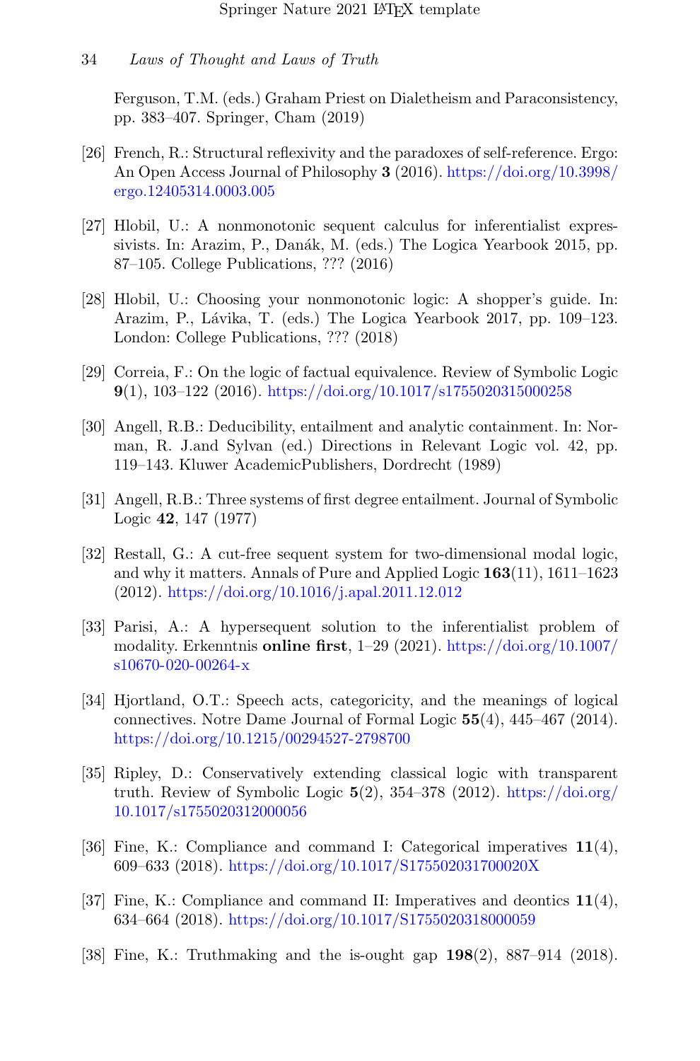Ferguson, T.M. (eds.) Graham Priest on Dialetheism and Paraconsistency, pp. 383–407. Springer, Cham (2019)

[26] French, R.: Structural reflexivity and the paradoxes of self-reference. Ergo: An Open Access Journal of Philosophy **3** (2016). https://doi.org/10.3998/ergo.12405314.0003.005

[27] Hlobil, U.: A nonmonotonic sequent calculus for inferentialist expressivists. In: Arazim, P., Danák, M. (eds.) The Logica Yearbook 2015, pp. 87–105. College Publications, ??? (2016)

[28] Hlobil, U.: Choosing your nonmonotonic logic: A shopper's guide. In: Arazim, P., Lávika, T. (eds.) The Logica Yearbook 2017, pp. 109–123. London: College Publications, ??? (2018)

[29] Correia, F.: On the logic of factual equivalence. Review of Symbolic Logic **9**(1), 103–122 (2016). https://doi.org/10.1017/s1755020315000258

[30] Angell, R.B.: Deducibility, entailment and analytic containment. In: Norman, R. J.and Sylvan (ed.) Directions in Relevant Logic vol. 42, pp. 119–143. Kluwer AcademicPublishers, Dordrecht (1989)

[31] Angell, R.B.: Three systems of first degree entailment. Journal of Symbolic Logic **42**, 147 (1977)

[32] Restall, G.: A cut-free sequent system for two-dimensional modal logic, and why it matters. Annals of Pure and Applied Logic **163**(11), 1611–1623 (2012). https://doi.org/10.1016/j.apal.2011.12.012

[33] Parisi, A.: A hypersequent solution to the inferentialist problem of modality. Erkenntnis **online first**, 1–29 (2021). https://doi.org/10.1007/s10670-020-00264-x

[34] Hjortland, O.T.: Speech acts, categoricity, and the meanings of logical connectives. Notre Dame Journal of Formal Logic **55**(4), 445–467 (2014). https://doi.org/10.1215/00294527-2798700

[35] Ripley, D.: Conservatively extending classical logic with transparent truth. Review of Symbolic Logic **5**(2), 354–378 (2012). https://doi.org/10.1017/s1755020312000056

[36] Fine, K.: Compliance and command I: Categorical imperatives **11**(4), 609–633 (2018). https://doi.org/10.1017/S175502031700020X

[37] Fine, K.: Compliance and command II: Imperatives and deontics **11**(4), 634–664 (2018). https://doi.org/10.1017/S1755020318000059

[38] Fine, K.: Truthmaking and the is-ought gap **198**(2), 887–914 (2018).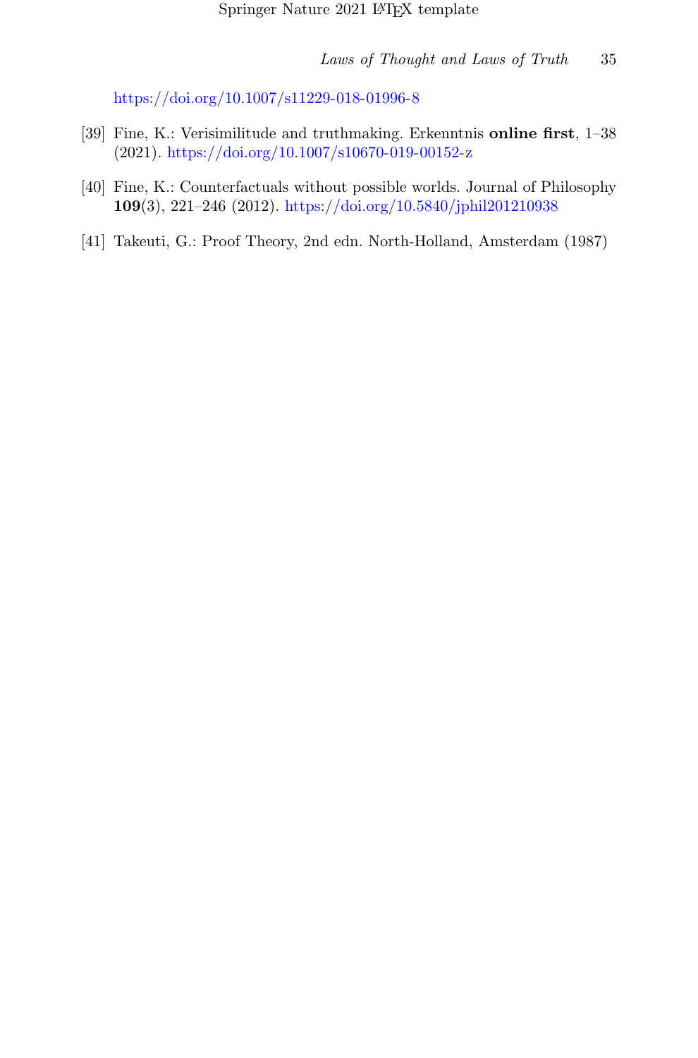https://doi.org/10.1007/s11229-018-01996-8

[39] Fine, K.: Verisimilitude and truthmaking. Erkenntnis **online first**, 1–38 (2021). https://doi.org/10.1007/s10670-019-00152-z

[40] Fine, K.: Counterfactuals without possible worlds. Journal of Philosophy **109**(3), 221–246 (2012). https://doi.org/10.5840/jphil201210938

[41] Takeuti, G.: Proof Theory, 2nd edn. North-Holland, Amsterdam (1987)